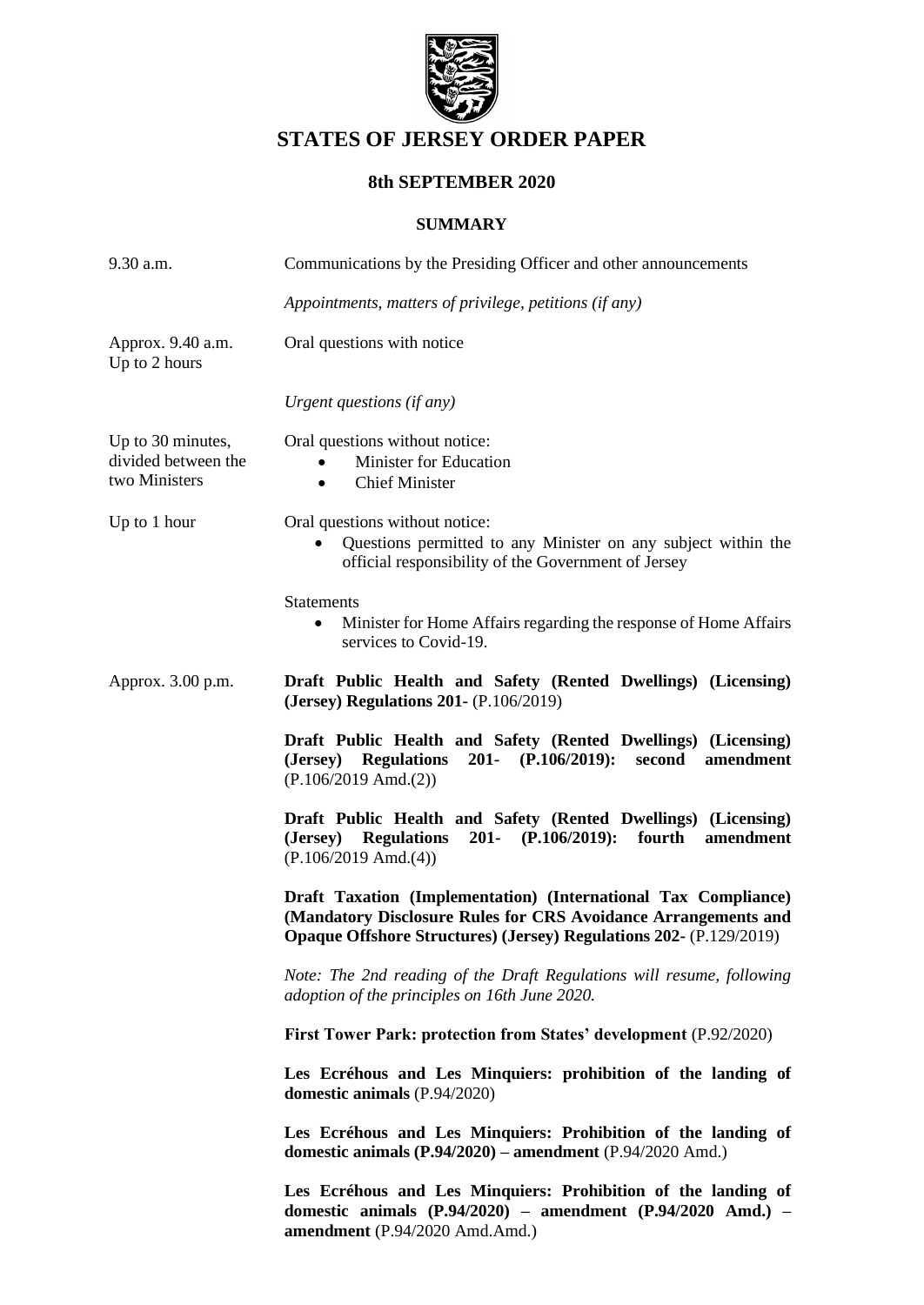# STATES OF JERSEY ORDER PAPER

## 8th SEPTEMBER 2020

### SUMMARY

| | |
|---|---|
| 9.30 a.m. | Communications by the Presiding Officer and other announcements |
| | *Appointments, matters of privilege, petitions (if any)* |
| Approx. 9.40 a.m. Up to 2 hours | Oral questions with notice |
| | *Urgent questions (if any)* |
| Up to 30 minutes, divided between the two Ministers | Oral questions without notice: • Minister for Education • Chief Minister |
| Up to 1 hour | Oral questions without notice: • Questions permitted to any Minister on any subject within the official responsibility of the Government of Jersey |
| | Statements • Minister for Home Affairs regarding the response of Home Affairs services to Covid-19. |
| Approx. 3.00 p.m. | **Draft Public Health and Safety (Rented Dwellings) (Licensing) (Jersey) Regulations 201-** (P.106/2019) |
| | **Draft Public Health and Safety (Rented Dwellings) (Licensing) (Jersey) Regulations 201- (P.106/2019): second amendment** (P.106/2019 Amd.(2)) |
| | **Draft Public Health and Safety (Rented Dwellings) (Licensing) (Jersey) Regulations 201- (P.106/2019): fourth amendment** (P.106/2019 Amd.(4)) |
| | **Draft Taxation (Implementation) (International Tax Compliance) (Mandatory Disclosure Rules for CRS Avoidance Arrangements and Opaque Offshore Structures) (Jersey) Regulations 202-** (P.129/2019) |
| | *Note: The 2nd reading of the Draft Regulations will resume, following adoption of the principles on 16th June 2020.* |
| | **First Tower Park: protection from States' development** (P.92/2020) |
| | **Les Ecréhous and Les Minquiers: prohibition of the landing of domestic animals** (P.94/2020) |
| | **Les Ecréhous and Les Minquiers: Prohibition of the landing of domestic animals (P.94/2020) – amendment** (P.94/2020 Amd.) |
| | **Les Ecréhous and Les Minquiers: Prohibition of the landing of domestic animals (P.94/2020) – amendment (P.94/2020 Amd.) – amendment** (P.94/2020 Amd.Amd.) |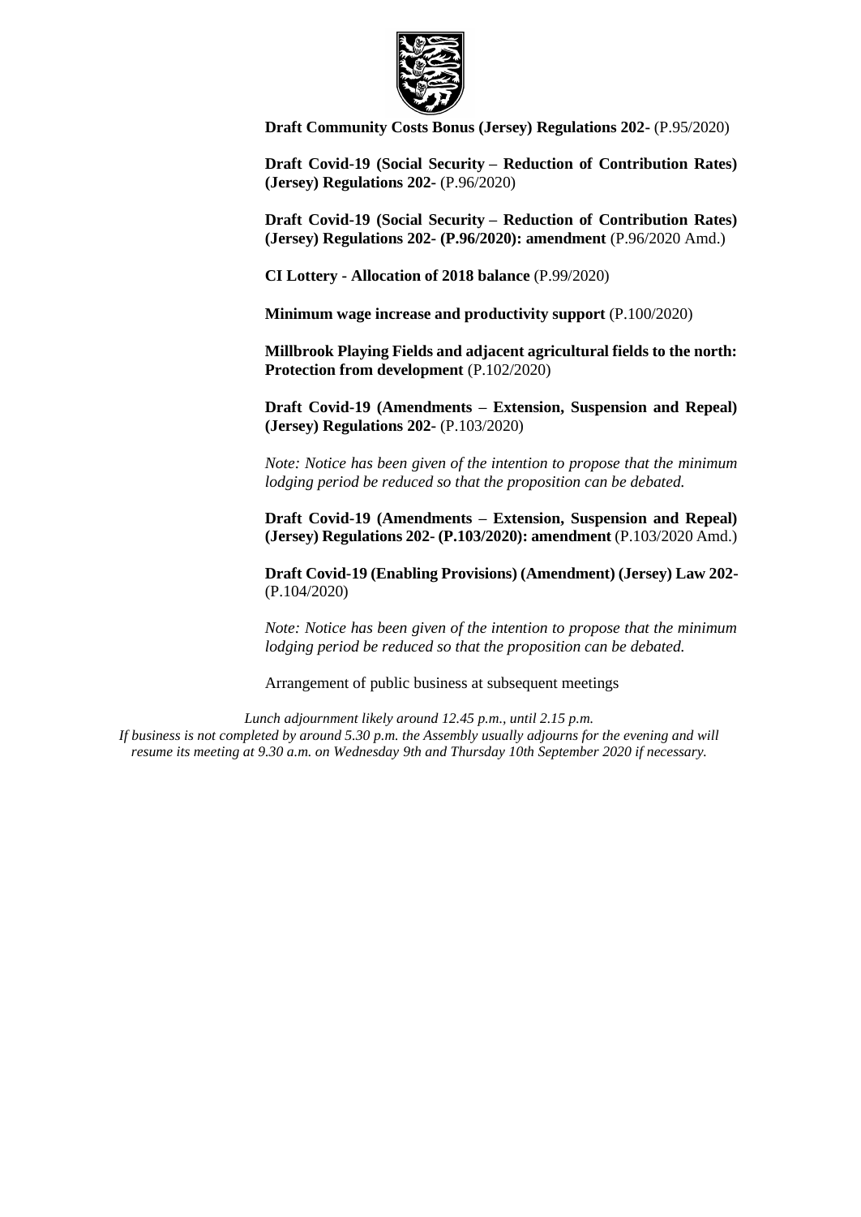**Draft Community Costs Bonus (Jersey) Regulations 202-** (P.95/2020)

**Draft Covid-19 (Social Security – Reduction of Contribution Rates) (Jersey) Regulations 202-** (P.96/2020)

**Draft Covid-19 (Social Security – Reduction of Contribution Rates) (Jersey) Regulations 202- (P.96/2020): amendment** (P.96/2020 Amd.)

**CI Lottery - Allocation of 2018 balance** (P.99/2020)

**Minimum wage increase and productivity support** (P.100/2020)

**Millbrook Playing Fields and adjacent agricultural fields to the north: Protection from development** (P.102/2020)

**Draft Covid-19 (Amendments – Extension, Suspension and Repeal) (Jersey) Regulations 202-** (P.103/2020)

*Note: Notice has been given of the intention to propose that the minimum lodging period be reduced so that the proposition can be debated.*

**Draft Covid-19 (Amendments – Extension, Suspension and Repeal) (Jersey) Regulations 202- (P.103/2020): amendment** (P.103/2020 Amd.)

**Draft Covid-19 (Enabling Provisions) (Amendment) (Jersey) Law 202-** (P.104/2020)

*Note: Notice has been given of the intention to propose that the minimum lodging period be reduced so that the proposition can be debated.*

Arrangement of public business at subsequent meetings

*Lunch adjournment likely around 12.45 p.m., until 2.15 p.m.*
*If business is not completed by around 5.30 p.m. the Assembly usually adjourns for the evening and will resume its meeting at 9.30 a.m. on Wednesday 9th and Thursday 10th September 2020 if necessary.*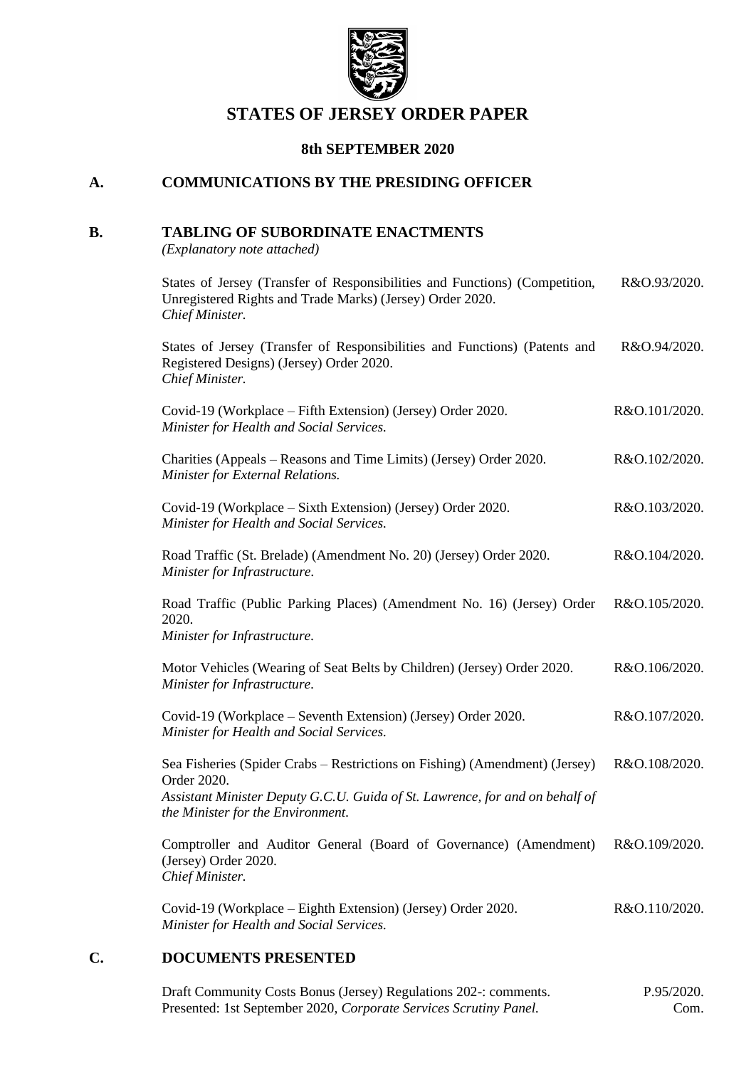# STATES OF JERSEY ORDER PAPER

**8th SEPTEMBER 2020**

## A. COMMUNICATIONS BY THE PRESIDING OFFICER

## B. TABLING OF SUBORDINATE ENACTMENTS

*(Explanatory note attached)*

| | |
|---|---|
| States of Jersey (Transfer of Responsibilities and Functions) (Competition, Unregistered Rights and Trade Marks) (Jersey) Order 2020. *Chief Minister.* | R&O.93/2020. |
| States of Jersey (Transfer of Responsibilities and Functions) (Patents and Registered Designs) (Jersey) Order 2020. *Chief Minister.* | R&O.94/2020. |
| Covid-19 (Workplace – Fifth Extension) (Jersey) Order 2020. *Minister for Health and Social Services.* | R&O.101/2020. |
| Charities (Appeals – Reasons and Time Limits) (Jersey) Order 2020. *Minister for External Relations.* | R&O.102/2020. |
| Covid-19 (Workplace – Sixth Extension) (Jersey) Order 2020. *Minister for Health and Social Services.* | R&O.103/2020. |
| Road Traffic (St. Brelade) (Amendment No. 20) (Jersey) Order 2020. *Minister for Infrastructure.* | R&O.104/2020. |
| Road Traffic (Public Parking Places) (Amendment No. 16) (Jersey) Order 2020. *Minister for Infrastructure.* | R&O.105/2020. |
| Motor Vehicles (Wearing of Seat Belts by Children) (Jersey) Order 2020. *Minister for Infrastructure.* | R&O.106/2020. |
| Covid-19 (Workplace – Seventh Extension) (Jersey) Order 2020. *Minister for Health and Social Services.* | R&O.107/2020. |
| Sea Fisheries (Spider Crabs – Restrictions on Fishing) (Amendment) (Jersey) Order 2020. *Assistant Minister Deputy G.C.U. Guida of St. Lawrence, for and on behalf of the Minister for the Environment.* | R&O.108/2020. |
| Comptroller and Auditor General (Board of Governance) (Amendment) (Jersey) Order 2020. *Chief Minister.* | R&O.109/2020. |
| Covid-19 (Workplace – Eighth Extension) (Jersey) Order 2020. *Minister for Health and Social Services.* | R&O.110/2020. |

## C. DOCUMENTS PRESENTED

| | |
|---|---|
| Draft Community Costs Bonus (Jersey) Regulations 202-: comments. Presented: 1st September 2020, *Corporate Services Scrutiny Panel.* | P.95/2020. Com. |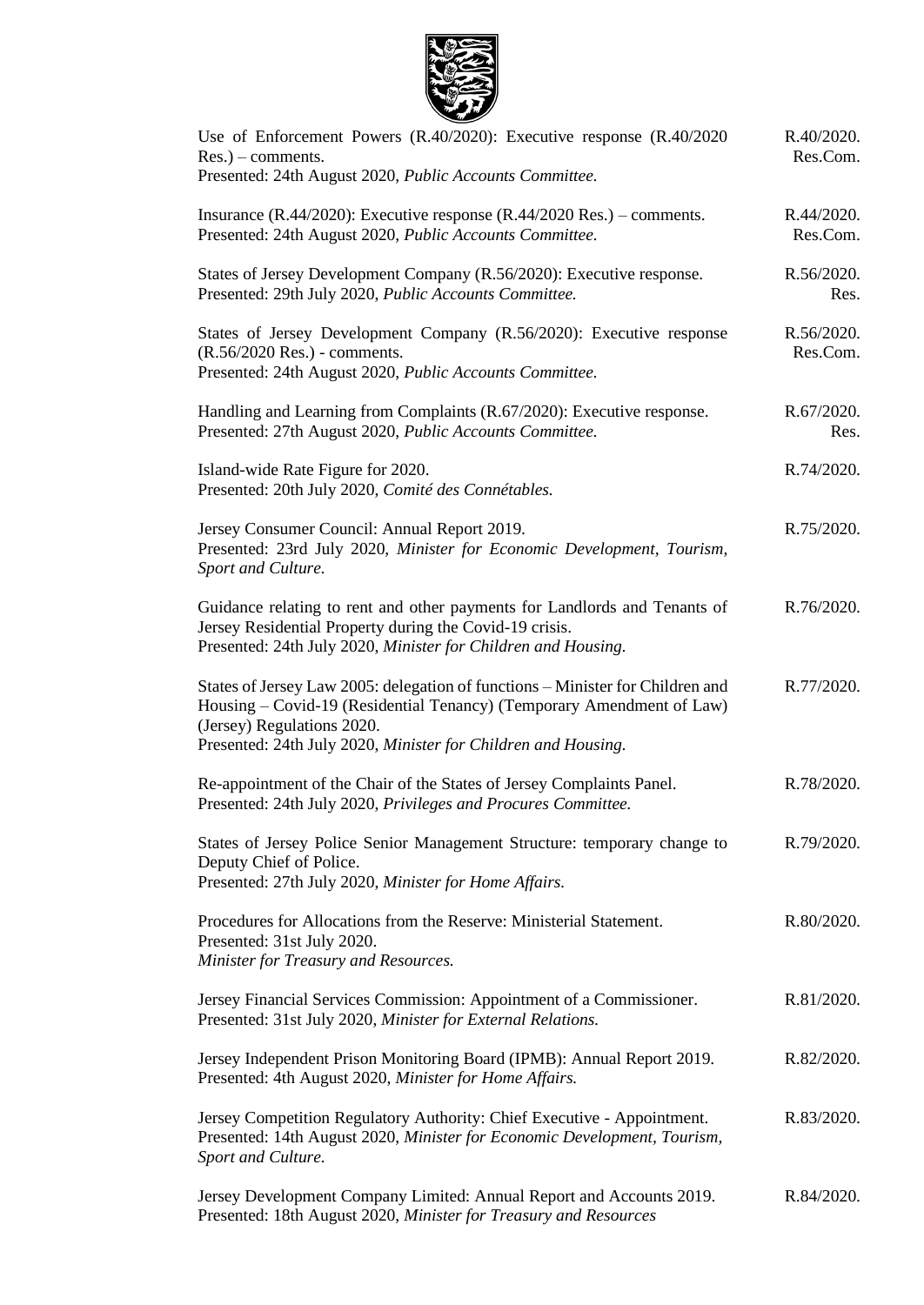| | |
|---|---|
| Use of Enforcement Powers (R.40/2020): Executive response (R.40/2020 Res.) – comments.<br>Presented: 24th August 2020, *Public Accounts Committee.* | R.40/2020. Res.Com. |
| Insurance (R.44/2020): Executive response (R.44/2020 Res.) – comments.<br>Presented: 24th August 2020, *Public Accounts Committee.* | R.44/2020. Res.Com. |
| States of Jersey Development Company (R.56/2020): Executive response.<br>Presented: 29th July 2020, *Public Accounts Committee.* | R.56/2020. Res. |
| States of Jersey Development Company (R.56/2020): Executive response (R.56/2020 Res.) - comments.<br>Presented: 24th August 2020, *Public Accounts Committee.* | R.56/2020. Res.Com. |
| Handling and Learning from Complaints (R.67/2020): Executive response.<br>Presented: 27th August 2020, *Public Accounts Committee.* | R.67/2020. Res. |
| Island-wide Rate Figure for 2020.<br>Presented: 20th July 2020, *Comité des Connétables.* | R.74/2020. |
| Jersey Consumer Council: Annual Report 2019.<br>Presented: 23rd July 2020, *Minister for Economic Development, Tourism, Sport and Culture.* | R.75/2020. |
| Guidance relating to rent and other payments for Landlords and Tenants of Jersey Residential Property during the Covid-19 crisis.<br>Presented: 24th July 2020, *Minister for Children and Housing.* | R.76/2020. |
| States of Jersey Law 2005: delegation of functions – Minister for Children and Housing – Covid-19 (Residential Tenancy) (Temporary Amendment of Law) (Jersey) Regulations 2020.<br>Presented: 24th July 2020, *Minister for Children and Housing.* | R.77/2020. |
| Re-appointment of the Chair of the States of Jersey Complaints Panel.<br>Presented: 24th July 2020, *Privileges and Procures Committee.* | R.78/2020. |
| States of Jersey Police Senior Management Structure: temporary change to Deputy Chief of Police.<br>Presented: 27th July 2020, *Minister for Home Affairs.* | R.79/2020. |
| Procedures for Allocations from the Reserve: Ministerial Statement.<br>Presented: 31st July 2020.<br>*Minister for Treasury and Resources.* | R.80/2020. |
| Jersey Financial Services Commission: Appointment of a Commissioner.<br>Presented: 31st July 2020, *Minister for External Relations.* | R.81/2020. |
| Jersey Independent Prison Monitoring Board (IPMB): Annual Report 2019.<br>Presented: 4th August 2020, *Minister for Home Affairs.* | R.82/2020. |
| Jersey Competition Regulatory Authority: Chief Executive - Appointment.<br>Presented: 14th August 2020, *Minister for Economic Development, Tourism, Sport and Culture.* | R.83/2020. |
| Jersey Development Company Limited: Annual Report and Accounts 2019.<br>Presented: 18th August 2020, *Minister for Treasury and Resources* | R.84/2020. |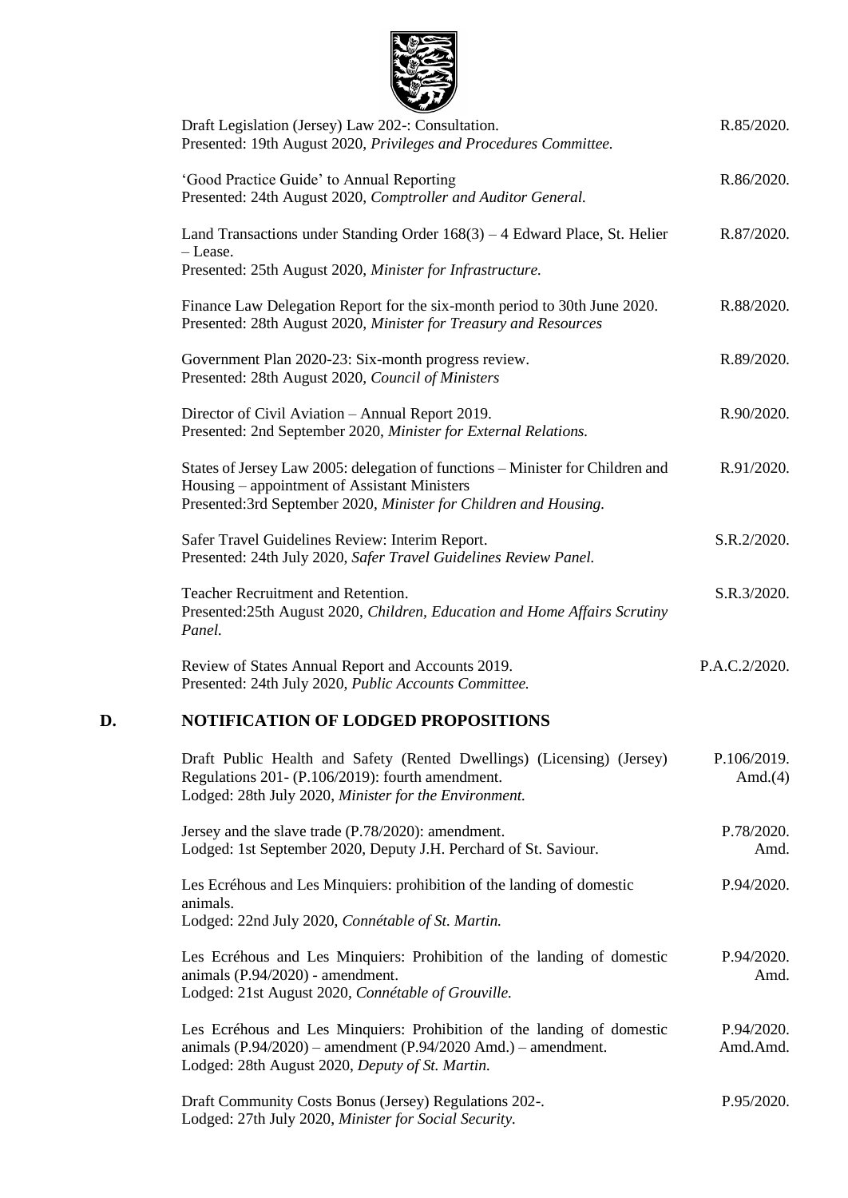Draft Legislation (Jersey) Law 202-: Consultation.
Presented: 19th August 2020, *Privileges and Procedures Committee.* — R.85/2020.

'Good Practice Guide' to Annual Reporting
Presented: 24th August 2020, *Comptroller and Auditor General.* — R.86/2020.

Land Transactions under Standing Order 168(3) – 4 Edward Place, St. Helier – Lease.
Presented: 25th August 2020, *Minister for Infrastructure.* — R.87/2020.

Finance Law Delegation Report for the six-month period to 30th June 2020.
Presented: 28th August 2020, *Minister for Treasury and Resources* — R.88/2020.

Government Plan 2020-23: Six-month progress review.
Presented: 28th August 2020, *Council of Ministers* — R.89/2020.

Director of Civil Aviation – Annual Report 2019.
Presented: 2nd September 2020, *Minister for External Relations.* — R.90/2020.

States of Jersey Law 2005: delegation of functions – Minister for Children and Housing – appointment of Assistant Ministers
Presented:3rd September 2020, *Minister for Children and Housing.* — R.91/2020.

Safer Travel Guidelines Review: Interim Report.
Presented: 24th July 2020, *Safer Travel Guidelines Review Panel.* — S.R.2/2020.

Teacher Recruitment and Retention.
Presented:25th August 2020, *Children, Education and Home Affairs Scrutiny Panel.* — S.R.3/2020.

Review of States Annual Report and Accounts 2019.
Presented: 24th July 2020, *Public Accounts Committee.* — P.A.C.2/2020.

## D. NOTIFICATION OF LODGED PROPOSITIONS

Draft Public Health and Safety (Rented Dwellings) (Licensing) (Jersey) Regulations 201- (P.106/2019): fourth amendment.
Lodged: 28th July 2020, *Minister for the Environment.* — P.106/2019. Amd.(4)

Jersey and the slave trade (P.78/2020): amendment.
Lodged: 1st September 2020, Deputy J.H. Perchard of St. Saviour. — P.78/2020. Amd.

Les Ecréhous and Les Minquiers: prohibition of the landing of domestic animals.
Lodged: 22nd July 2020, *Connétable of St. Martin.* — P.94/2020.

Les Ecréhous and Les Minquiers: Prohibition of the landing of domestic animals (P.94/2020) - amendment.
Lodged: 21st August 2020, *Connétable of Grouville.* — P.94/2020. Amd.

Les Ecréhous and Les Minquiers: Prohibition of the landing of domestic animals (P.94/2020) – amendment (P.94/2020 Amd.) – amendment.
Lodged: 28th August 2020, *Deputy of St. Martin.* — P.94/2020. Amd.Amd.

Draft Community Costs Bonus (Jersey) Regulations 202-.
Lodged: 27th July 2020, *Minister for Social Security.* — P.95/2020.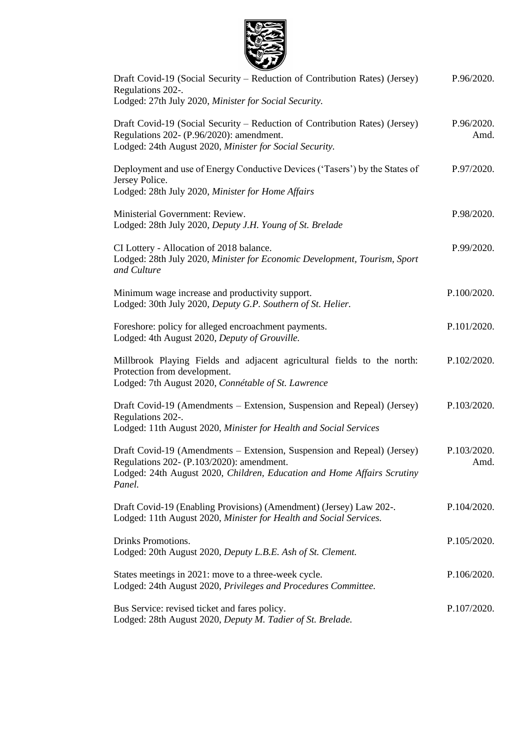Draft Covid-19 (Social Security – Reduction of Contribution Rates) (Jersey) Regulations 202-. P.96/2020.
Lodged: 27th July 2020, *Minister for Social Security.*

Draft Covid-19 (Social Security – Reduction of Contribution Rates) (Jersey) Regulations 202- (P.96/2020): amendment. P.96/2020. Amd.
Lodged: 24th August 2020, *Minister for Social Security.*

Deployment and use of Energy Conductive Devices ('Tasers') by the States of Jersey Police. P.97/2020.
Lodged: 28th July 2020, *Minister for Home Affairs*

Ministerial Government: Review. P.98/2020.
Lodged: 28th July 2020, *Deputy J.H. Young of St. Brelade*

CI Lottery - Allocation of 2018 balance. P.99/2020.
Lodged: 28th July 2020, *Minister for Economic Development, Tourism, Sport and Culture*

Minimum wage increase and productivity support. P.100/2020.
Lodged: 30th July 2020, *Deputy G.P. Southern of St. Helier.*

Foreshore: policy for alleged encroachment payments. P.101/2020.
Lodged: 4th August 2020, *Deputy of Grouville.*

Millbrook Playing Fields and adjacent agricultural fields to the north: Protection from development. P.102/2020.
Lodged: 7th August 2020, *Connétable of St. Lawrence*

Draft Covid-19 (Amendments – Extension, Suspension and Repeal) (Jersey) Regulations 202-. P.103/2020.
Lodged: 11th August 2020, *Minister for Health and Social Services*

Draft Covid-19 (Amendments – Extension, Suspension and Repeal) (Jersey) Regulations 202- (P.103/2020): amendment. P.103/2020. Amd.
Lodged: 24th August 2020, *Children, Education and Home Affairs Scrutiny Panel.*

Draft Covid-19 (Enabling Provisions) (Amendment) (Jersey) Law 202-. P.104/2020.
Lodged: 11th August 2020, *Minister for Health and Social Services.*

Drinks Promotions. P.105/2020.
Lodged: 20th August 2020, *Deputy L.B.E. Ash of St. Clement.*

States meetings in 2021: move to a three-week cycle. P.106/2020.
Lodged: 24th August 2020, *Privileges and Procedures Committee.*

Bus Service: revised ticket and fares policy. P.107/2020.
Lodged: 28th August 2020, *Deputy M. Tadier of St. Brelade.*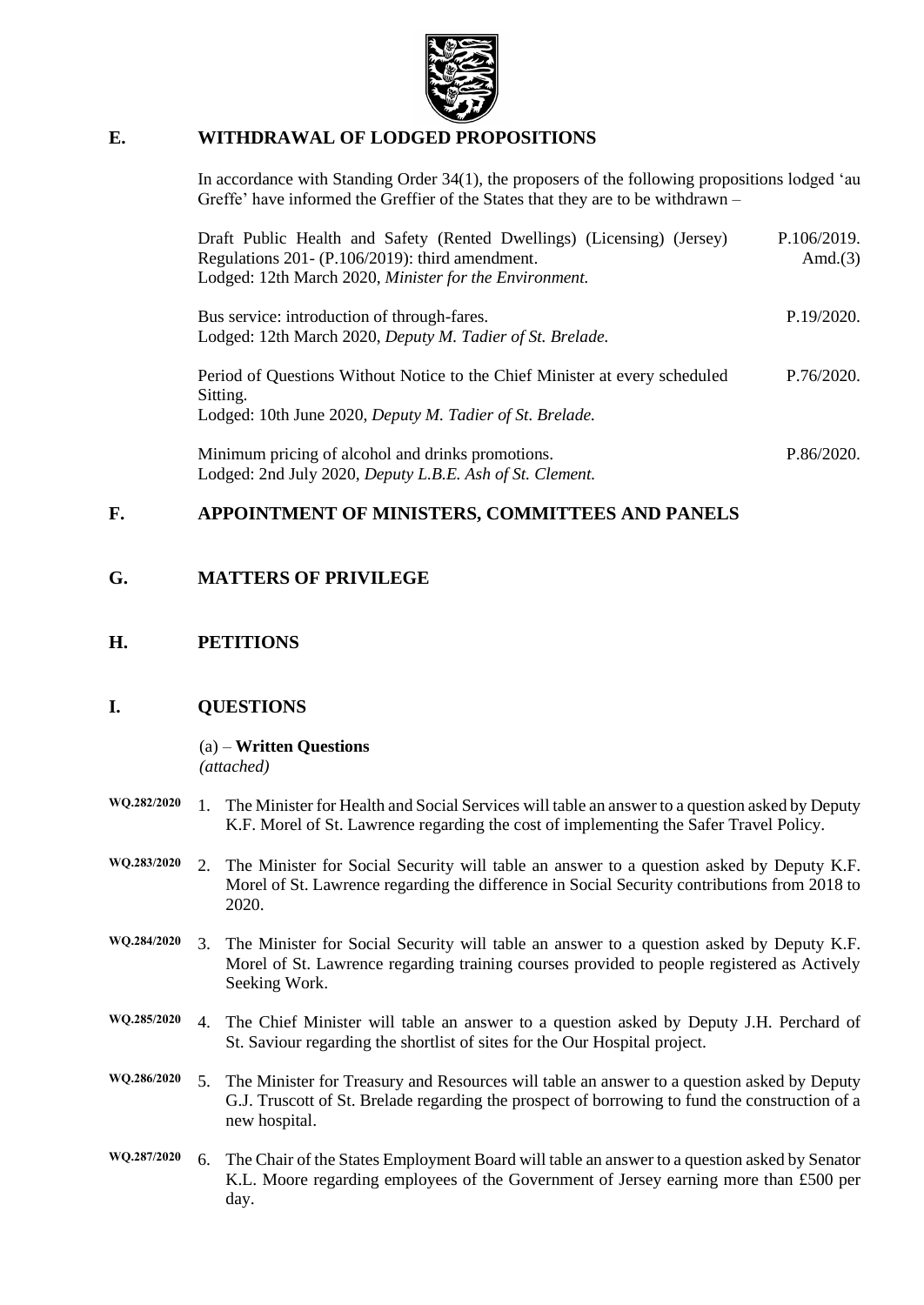## E. WITHDRAWAL OF LODGED PROPOSITIONS

In accordance with Standing Order 34(1), the proposers of the following propositions lodged 'au Greffe' have informed the Greffier of the States that they are to be withdrawn –

| | |
|---|---|
| Draft Public Health and Safety (Rented Dwellings) (Licensing) (Jersey) Regulations 201- (P.106/2019): third amendment.<br>Lodged: 12th March 2020, *Minister for the Environment.* | P.106/2019. Amd.(3) |
| Bus service: introduction of through-fares.<br>Lodged: 12th March 2020, *Deputy M. Tadier of St. Brelade.* | P.19/2020. |
| Period of Questions Without Notice to the Chief Minister at every scheduled Sitting.<br>Lodged: 10th June 2020, *Deputy M. Tadier of St. Brelade.* | P.76/2020. |
| Minimum pricing of alcohol and drinks promotions.<br>Lodged: 2nd July 2020, *Deputy L.B.E. Ash of St. Clement.* | P.86/2020. |

## F. APPOINTMENT OF MINISTERS, COMMITTEES AND PANELS

## G. MATTERS OF PRIVILEGE

## H. PETITIONS

## I. QUESTIONS

(a) – **Written Questions**
*(attached)*

**WQ.282/2020** 1. The Minister for Health and Social Services will table an answer to a question asked by Deputy K.F. Morel of St. Lawrence regarding the cost of implementing the Safer Travel Policy.

**WQ.283/2020** 2. The Minister for Social Security will table an answer to a question asked by Deputy K.F. Morel of St. Lawrence regarding the difference in Social Security contributions from 2018 to 2020.

**WQ.284/2020** 3. The Minister for Social Security will table an answer to a question asked by Deputy K.F. Morel of St. Lawrence regarding training courses provided to people registered as Actively Seeking Work.

**WQ.285/2020** 4. The Chief Minister will table an answer to a question asked by Deputy J.H. Perchard of St. Saviour regarding the shortlist of sites for the Our Hospital project.

**WQ.286/2020** 5. The Minister for Treasury and Resources will table an answer to a question asked by Deputy G.J. Truscott of St. Brelade regarding the prospect of borrowing to fund the construction of a new hospital.

**WQ.287/2020** 6. The Chair of the States Employment Board will table an answer to a question asked by Senator K.L. Moore regarding employees of the Government of Jersey earning more than £500 per day.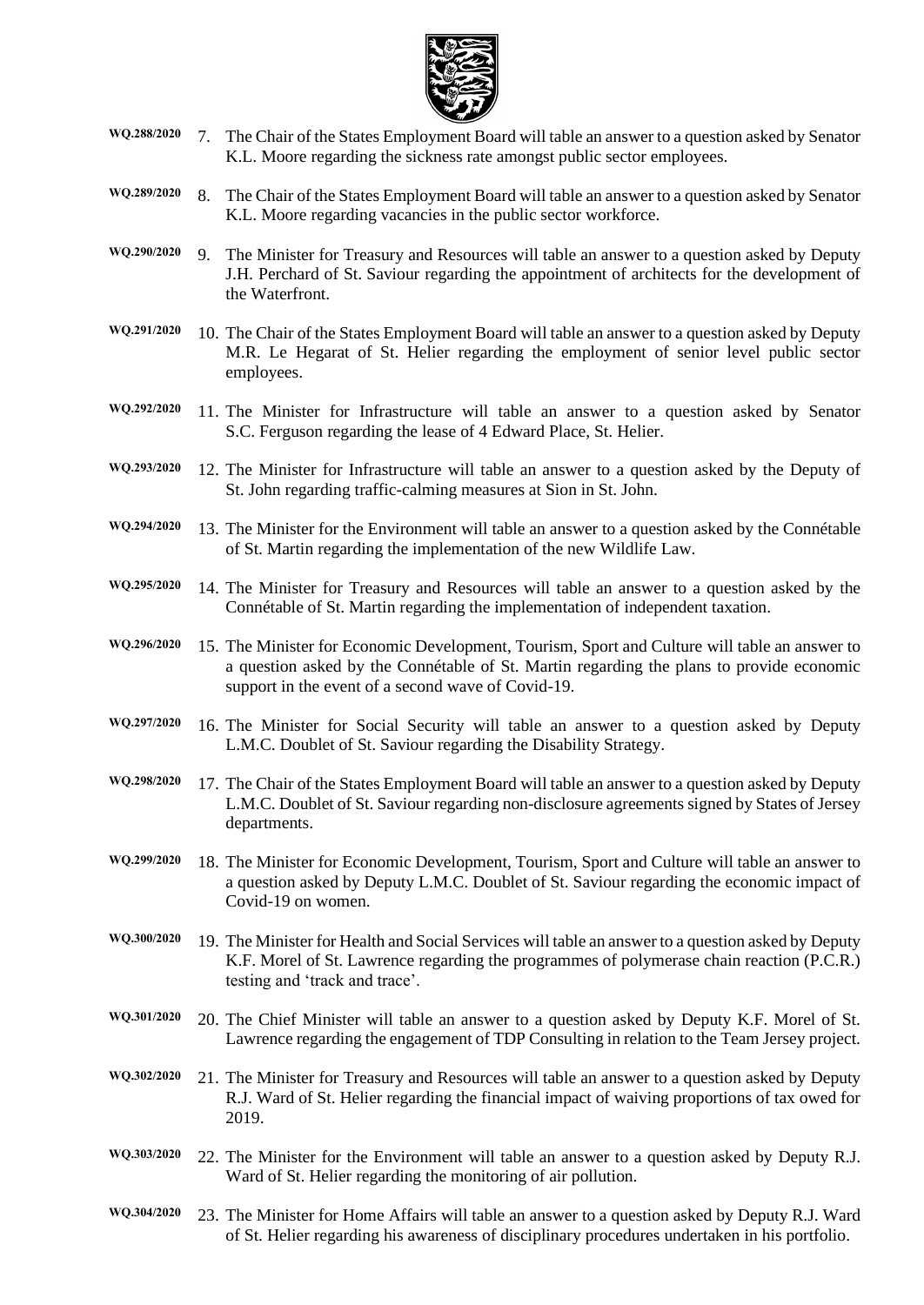**WQ.288/2020** 7. The Chair of the States Employment Board will table an answer to a question asked by Senator K.L. Moore regarding the sickness rate amongst public sector employees.

**WQ.289/2020** 8. The Chair of the States Employment Board will table an answer to a question asked by Senator K.L. Moore regarding vacancies in the public sector workforce.

**WQ.290/2020** 9. The Minister for Treasury and Resources will table an answer to a question asked by Deputy J.H. Perchard of St. Saviour regarding the appointment of architects for the development of the Waterfront.

**WQ.291/2020** 10. The Chair of the States Employment Board will table an answer to a question asked by Deputy M.R. Le Hegarat of St. Helier regarding the employment of senior level public sector employees.

**WQ.292/2020** 11. The Minister for Infrastructure will table an answer to a question asked by Senator S.C. Ferguson regarding the lease of 4 Edward Place, St. Helier.

**WQ.293/2020** 12. The Minister for Infrastructure will table an answer to a question asked by the Deputy of St. John regarding traffic-calming measures at Sion in St. John.

**WQ.294/2020** 13. The Minister for the Environment will table an answer to a question asked by the Connétable of St. Martin regarding the implementation of the new Wildlife Law.

**WQ.295/2020** 14. The Minister for Treasury and Resources will table an answer to a question asked by the Connétable of St. Martin regarding the implementation of independent taxation.

**WQ.296/2020** 15. The Minister for Economic Development, Tourism, Sport and Culture will table an answer to a question asked by the Connétable of St. Martin regarding the plans to provide economic support in the event of a second wave of Covid-19.

**WQ.297/2020** 16. The Minister for Social Security will table an answer to a question asked by Deputy L.M.C. Doublet of St. Saviour regarding the Disability Strategy.

**WQ.298/2020** 17. The Chair of the States Employment Board will table an answer to a question asked by Deputy L.M.C. Doublet of St. Saviour regarding non-disclosure agreements signed by States of Jersey departments.

**WQ.299/2020** 18. The Minister for Economic Development, Tourism, Sport and Culture will table an answer to a question asked by Deputy L.M.C. Doublet of St. Saviour regarding the economic impact of Covid-19 on women.

**WQ.300/2020** 19. The Minister for Health and Social Services will table an answer to a question asked by Deputy K.F. Morel of St. Lawrence regarding the programmes of polymerase chain reaction (P.C.R.) testing and 'track and trace'.

**WQ.301/2020** 20. The Chief Minister will table an answer to a question asked by Deputy K.F. Morel of St. Lawrence regarding the engagement of TDP Consulting in relation to the Team Jersey project.

**WQ.302/2020** 21. The Minister for Treasury and Resources will table an answer to a question asked by Deputy R.J. Ward of St. Helier regarding the financial impact of waiving proportions of tax owed for 2019.

**WQ.303/2020** 22. The Minister for the Environment will table an answer to a question asked by Deputy R.J. Ward of St. Helier regarding the monitoring of air pollution.

**WQ.304/2020** 23. The Minister for Home Affairs will table an answer to a question asked by Deputy R.J. Ward of St. Helier regarding his awareness of disciplinary procedures undertaken in his portfolio.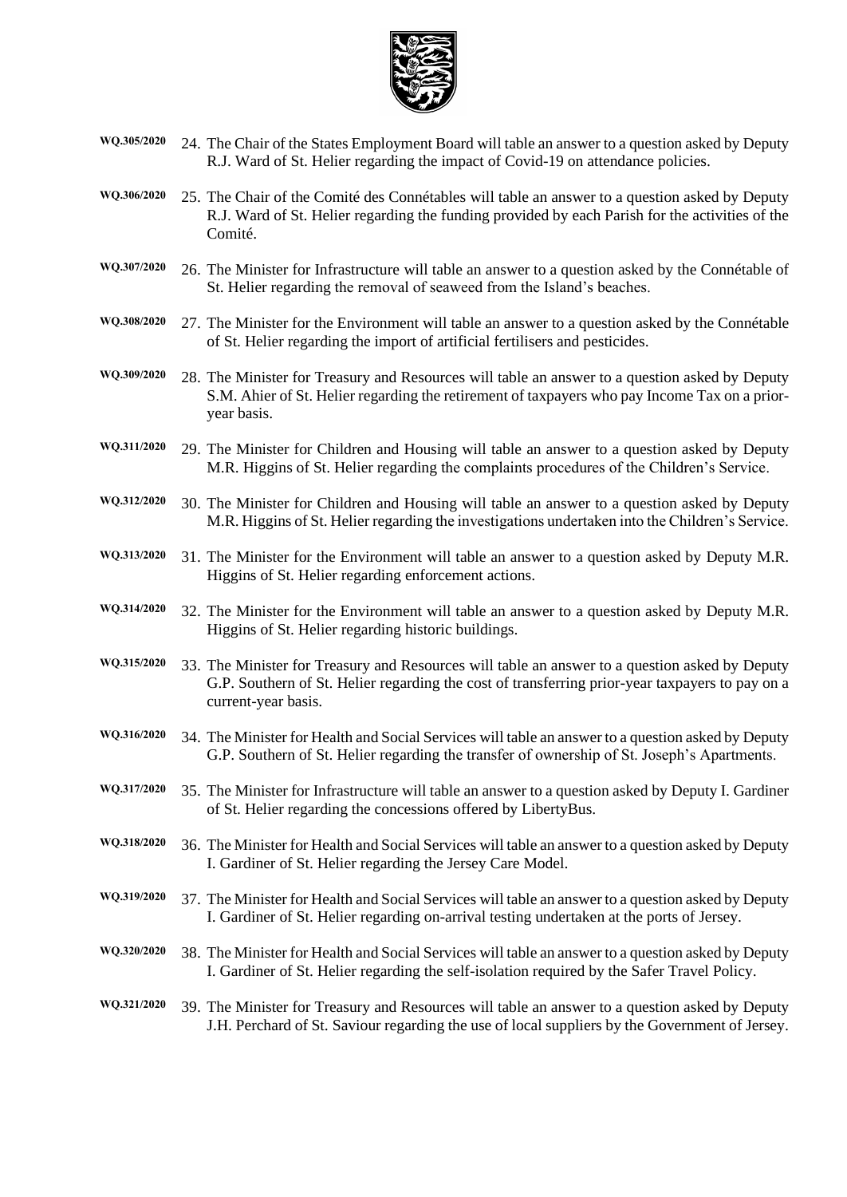WQ.305/2020 24. The Chair of the States Employment Board will table an answer to a question asked by Deputy R.J. Ward of St. Helier regarding the impact of Covid-19 on attendance policies.

WQ.306/2020 25. The Chair of the Comité des Connétables will table an answer to a question asked by Deputy R.J. Ward of St. Helier regarding the funding provided by each Parish for the activities of the Comité.

WQ.307/2020 26. The Minister for Infrastructure will table an answer to a question asked by the Connétable of St. Helier regarding the removal of seaweed from the Island's beaches.

WQ.308/2020 27. The Minister for the Environment will table an answer to a question asked by the Connétable of St. Helier regarding the import of artificial fertilisers and pesticides.

WQ.309/2020 28. The Minister for Treasury and Resources will table an answer to a question asked by Deputy S.M. Ahier of St. Helier regarding the retirement of taxpayers who pay Income Tax on a prior-year basis.

WQ.311/2020 29. The Minister for Children and Housing will table an answer to a question asked by Deputy M.R. Higgins of St. Helier regarding the complaints procedures of the Children's Service.

WQ.312/2020 30. The Minister for Children and Housing will table an answer to a question asked by Deputy M.R. Higgins of St. Helier regarding the investigations undertaken into the Children's Service.

WQ.313/2020 31. The Minister for the Environment will table an answer to a question asked by Deputy M.R. Higgins of St. Helier regarding enforcement actions.

WQ.314/2020 32. The Minister for the Environment will table an answer to a question asked by Deputy M.R. Higgins of St. Helier regarding historic buildings.

WQ.315/2020 33. The Minister for Treasury and Resources will table an answer to a question asked by Deputy G.P. Southern of St. Helier regarding the cost of transferring prior-year taxpayers to pay on a current-year basis.

WQ.316/2020 34. The Minister for Health and Social Services will table an answer to a question asked by Deputy G.P. Southern of St. Helier regarding the transfer of ownership of St. Joseph's Apartments.

WQ.317/2020 35. The Minister for Infrastructure will table an answer to a question asked by Deputy I. Gardiner of St. Helier regarding the concessions offered by LibertyBus.

WQ.318/2020 36. The Minister for Health and Social Services will table an answer to a question asked by Deputy I. Gardiner of St. Helier regarding the Jersey Care Model.

WQ.319/2020 37. The Minister for Health and Social Services will table an answer to a question asked by Deputy I. Gardiner of St. Helier regarding on-arrival testing undertaken at the ports of Jersey.

WQ.320/2020 38. The Minister for Health and Social Services will table an answer to a question asked by Deputy I. Gardiner of St. Helier regarding the self-isolation required by the Safer Travel Policy.

WQ.321/2020 39. The Minister for Treasury and Resources will table an answer to a question asked by Deputy J.H. Perchard of St. Saviour regarding the use of local suppliers by the Government of Jersey.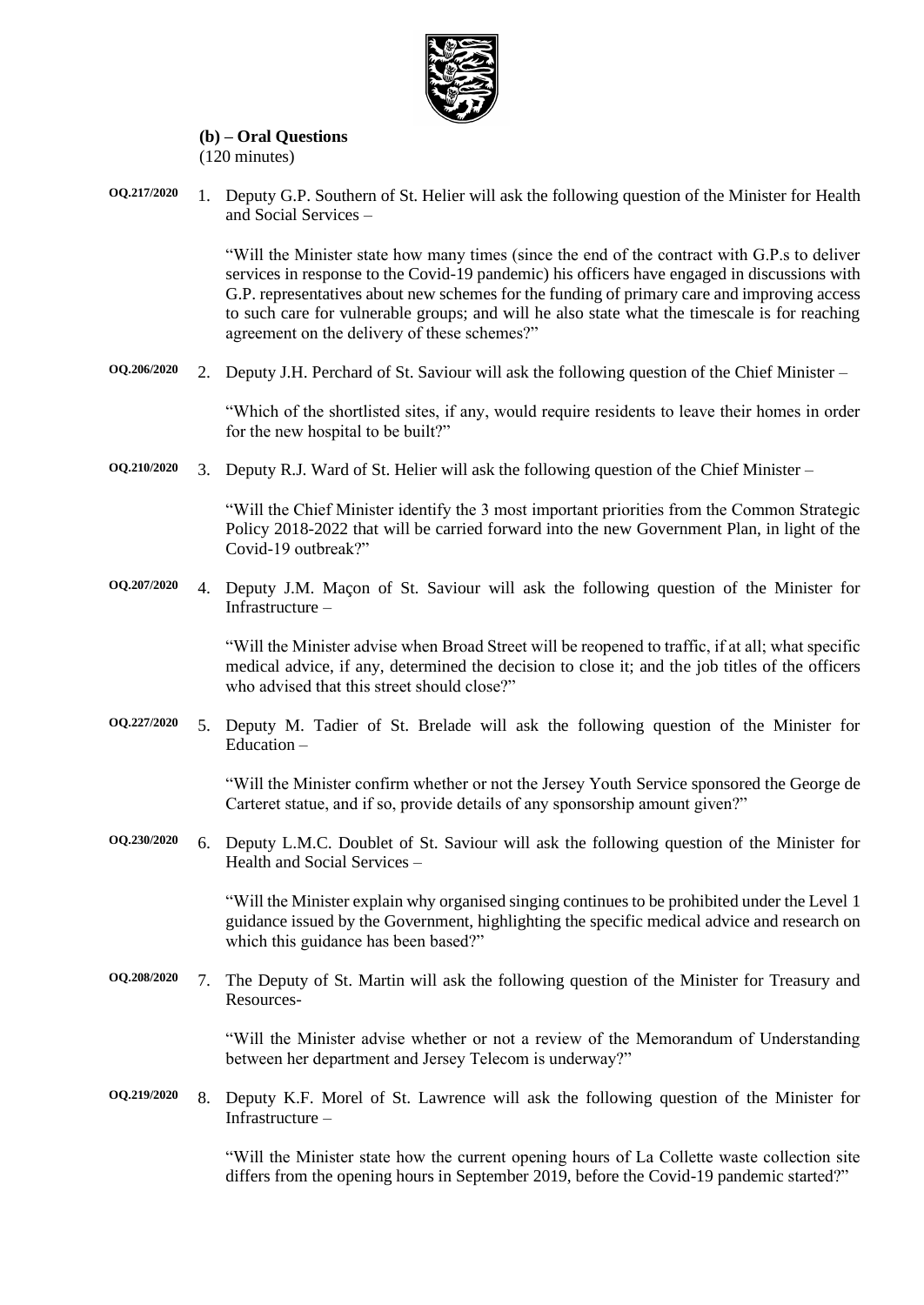**(b) – Oral Questions**
(120 minutes)

**OQ.217/2020** 1. Deputy G.P. Southern of St. Helier will ask the following question of the Minister for Health and Social Services –

"Will the Minister state how many times (since the end of the contract with G.P.s to deliver services in response to the Covid-19 pandemic) his officers have engaged in discussions with G.P. representatives about new schemes for the funding of primary care and improving access to such care for vulnerable groups; and will he also state what the timescale is for reaching agreement on the delivery of these schemes?"

**OQ.206/2020** 2. Deputy J.H. Perchard of St. Saviour will ask the following question of the Chief Minister –

"Which of the shortlisted sites, if any, would require residents to leave their homes in order for the new hospital to be built?"

**OQ.210/2020** 3. Deputy R.J. Ward of St. Helier will ask the following question of the Chief Minister –

"Will the Chief Minister identify the 3 most important priorities from the Common Strategic Policy 2018-2022 that will be carried forward into the new Government Plan, in light of the Covid-19 outbreak?"

**OQ.207/2020** 4. Deputy J.M. Maçon of St. Saviour will ask the following question of the Minister for Infrastructure –

"Will the Minister advise when Broad Street will be reopened to traffic, if at all; what specific medical advice, if any, determined the decision to close it; and the job titles of the officers who advised that this street should close?"

**OQ.227/2020** 5. Deputy M. Tadier of St. Brelade will ask the following question of the Minister for Education –

"Will the Minister confirm whether or not the Jersey Youth Service sponsored the George de Carteret statue, and if so, provide details of any sponsorship amount given?"

**OQ.230/2020** 6. Deputy L.M.C. Doublet of St. Saviour will ask the following question of the Minister for Health and Social Services –

"Will the Minister explain why organised singing continues to be prohibited under the Level 1 guidance issued by the Government, highlighting the specific medical advice and research on which this guidance has been based?"

**OQ.208/2020** 7. The Deputy of St. Martin will ask the following question of the Minister for Treasury and Resources-

"Will the Minister advise whether or not a review of the Memorandum of Understanding between her department and Jersey Telecom is underway?"

**OQ.219/2020** 8. Deputy K.F. Morel of St. Lawrence will ask the following question of the Minister for Infrastructure –

"Will the Minister state how the current opening hours of La Collette waste collection site differs from the opening hours in September 2019, before the Covid-19 pandemic started?"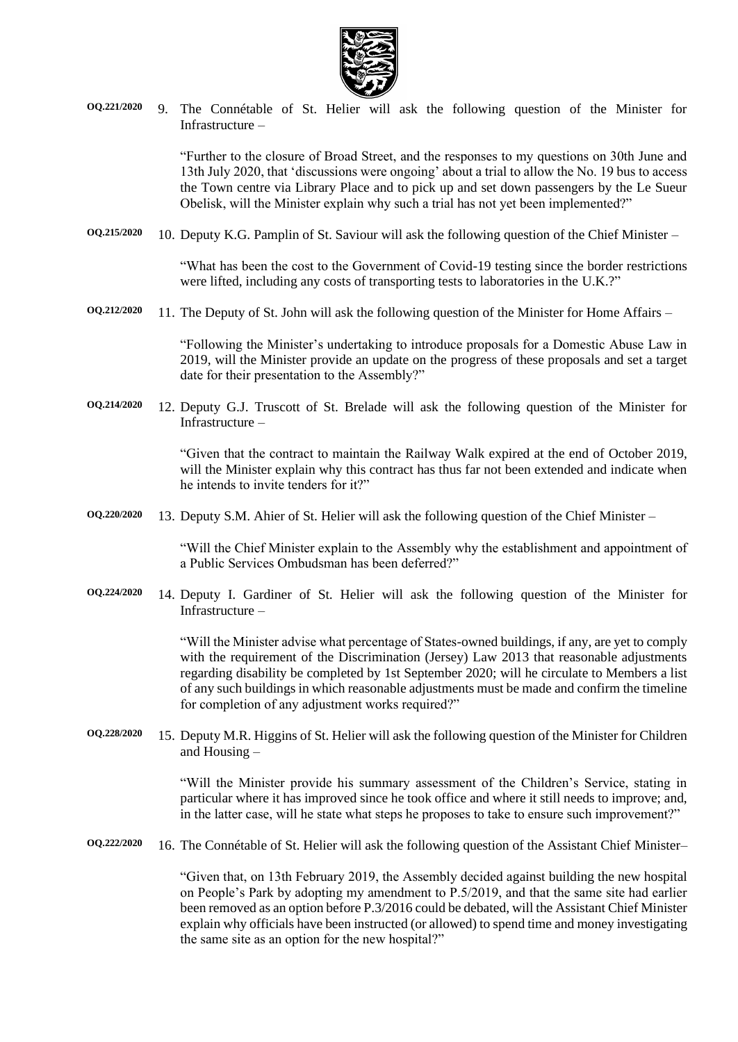**OQ.221/2020** 9. The Connétable of St. Helier will ask the following question of the Minister for Infrastructure –

"Further to the closure of Broad Street, and the responses to my questions on 30th June and 13th July 2020, that 'discussions were ongoing' about a trial to allow the No. 19 bus to access the Town centre via Library Place and to pick up and set down passengers by the Le Sueur Obelisk, will the Minister explain why such a trial has not yet been implemented?"

**OQ.215/2020** 10. Deputy K.G. Pamplin of St. Saviour will ask the following question of the Chief Minister –

"What has been the cost to the Government of Covid-19 testing since the border restrictions were lifted, including any costs of transporting tests to laboratories in the U.K.?"

**OQ.212/2020** 11. The Deputy of St. John will ask the following question of the Minister for Home Affairs –

"Following the Minister's undertaking to introduce proposals for a Domestic Abuse Law in 2019, will the Minister provide an update on the progress of these proposals and set a target date for their presentation to the Assembly?"

**OQ.214/2020** 12. Deputy G.J. Truscott of St. Brelade will ask the following question of the Minister for Infrastructure –

"Given that the contract to maintain the Railway Walk expired at the end of October 2019, will the Minister explain why this contract has thus far not been extended and indicate when he intends to invite tenders for it?"

**OQ.220/2020** 13. Deputy S.M. Ahier of St. Helier will ask the following question of the Chief Minister –

"Will the Chief Minister explain to the Assembly why the establishment and appointment of a Public Services Ombudsman has been deferred?"

**OQ.224/2020** 14. Deputy I. Gardiner of St. Helier will ask the following question of the Minister for Infrastructure –

"Will the Minister advise what percentage of States-owned buildings, if any, are yet to comply with the requirement of the Discrimination (Jersey) Law 2013 that reasonable adjustments regarding disability be completed by 1st September 2020; will he circulate to Members a list of any such buildings in which reasonable adjustments must be made and confirm the timeline for completion of any adjustment works required?"

**OQ.228/2020** 15. Deputy M.R. Higgins of St. Helier will ask the following question of the Minister for Children and Housing –

"Will the Minister provide his summary assessment of the Children's Service, stating in particular where it has improved since he took office and where it still needs to improve; and, in the latter case, will he state what steps he proposes to take to ensure such improvement?"

**OQ.222/2020** 16. The Connétable of St. Helier will ask the following question of the Assistant Chief Minister–

"Given that, on 13th February 2019, the Assembly decided against building the new hospital on People's Park by adopting my amendment to P.5/2019, and that the same site had earlier been removed as an option before P.3/2016 could be debated, will the Assistant Chief Minister explain why officials have been instructed (or allowed) to spend time and money investigating the same site as an option for the new hospital?"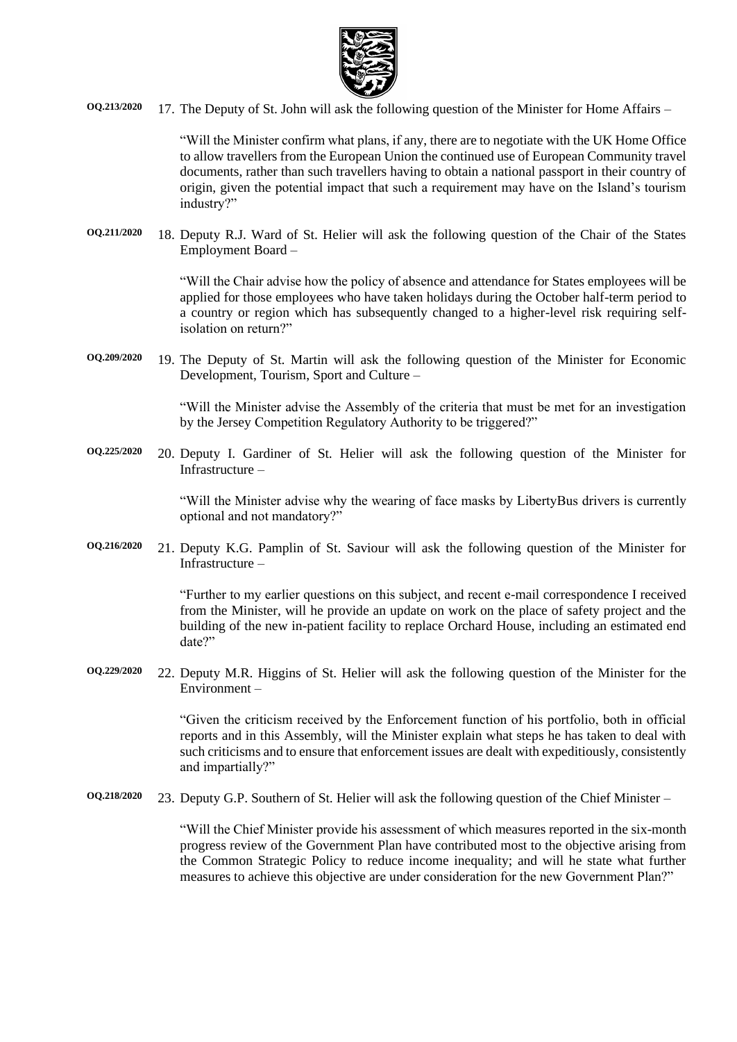**OQ.213/2020** 17. The Deputy of St. John will ask the following question of the Minister for Home Affairs –

"Will the Minister confirm what plans, if any, there are to negotiate with the UK Home Office to allow travellers from the European Union the continued use of European Community travel documents, rather than such travellers having to obtain a national passport in their country of origin, given the potential impact that such a requirement may have on the Island's tourism industry?"

**OQ.211/2020** 18. Deputy R.J. Ward of St. Helier will ask the following question of the Chair of the States Employment Board –

"Will the Chair advise how the policy of absence and attendance for States employees will be applied for those employees who have taken holidays during the October half-term period to a country or region which has subsequently changed to a higher-level risk requiring self-isolation on return?"

**OQ.209/2020** 19. The Deputy of St. Martin will ask the following question of the Minister for Economic Development, Tourism, Sport and Culture –

"Will the Minister advise the Assembly of the criteria that must be met for an investigation by the Jersey Competition Regulatory Authority to be triggered?"

**OQ.225/2020** 20. Deputy I. Gardiner of St. Helier will ask the following question of the Minister for Infrastructure –

"Will the Minister advise why the wearing of face masks by LibertyBus drivers is currently optional and not mandatory?"

**OQ.216/2020** 21. Deputy K.G. Pamplin of St. Saviour will ask the following question of the Minister for Infrastructure –

"Further to my earlier questions on this subject, and recent e-mail correspondence I received from the Minister, will he provide an update on work on the place of safety project and the building of the new in-patient facility to replace Orchard House, including an estimated end date?"

**OQ.229/2020** 22. Deputy M.R. Higgins of St. Helier will ask the following question of the Minister for the Environment –

"Given the criticism received by the Enforcement function of his portfolio, both in official reports and in this Assembly, will the Minister explain what steps he has taken to deal with such criticisms and to ensure that enforcement issues are dealt with expeditiously, consistently and impartially?"

**OQ.218/2020** 23. Deputy G.P. Southern of St. Helier will ask the following question of the Chief Minister –

"Will the Chief Minister provide his assessment of which measures reported in the six-month progress review of the Government Plan have contributed most to the objective arising from the Common Strategic Policy to reduce income inequality; and will he state what further measures to achieve this objective are under consideration for the new Government Plan?"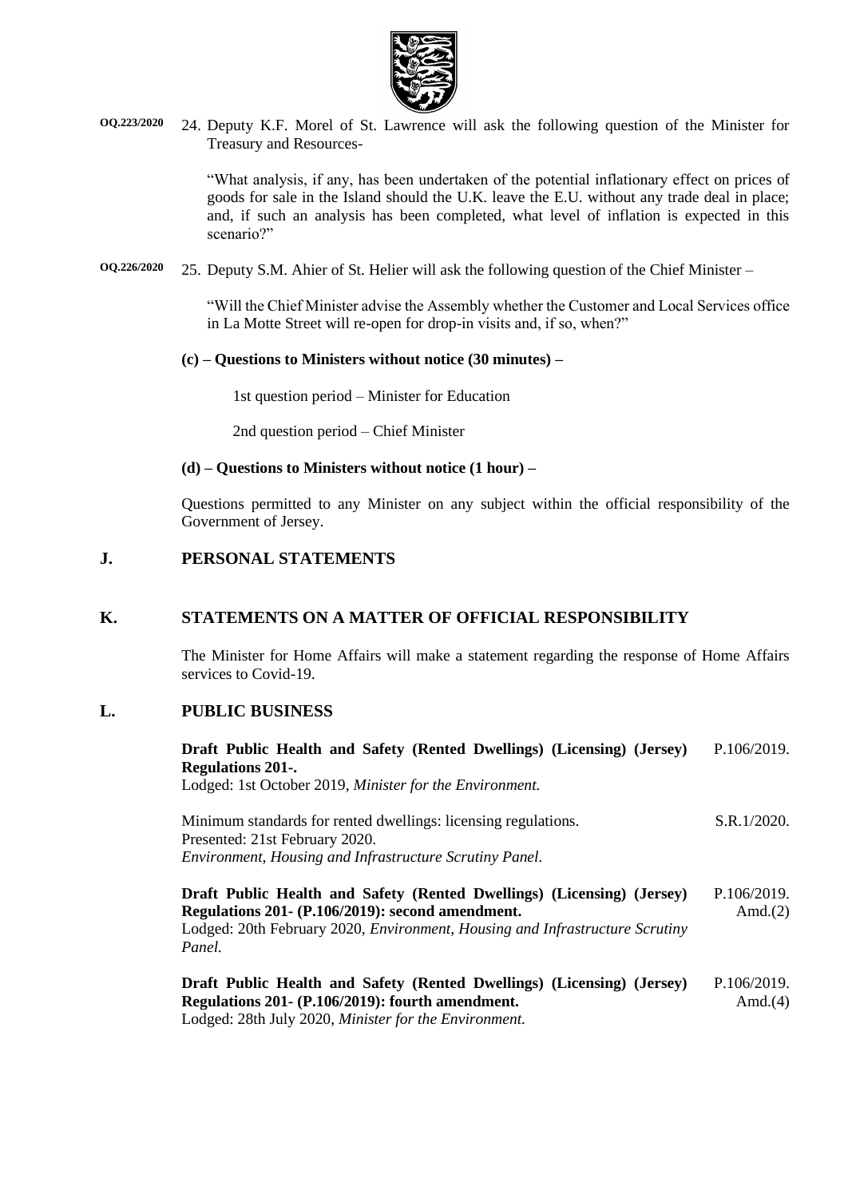**OQ.223/2020** 24. Deputy K.F. Morel of St. Lawrence will ask the following question of the Minister for Treasury and Resources-

"What analysis, if any, has been undertaken of the potential inflationary effect on prices of goods for sale in the Island should the U.K. leave the E.U. without any trade deal in place; and, if such an analysis has been completed, what level of inflation is expected in this scenario?"

**OQ.226/2020** 25. Deputy S.M. Ahier of St. Helier will ask the following question of the Chief Minister –

"Will the Chief Minister advise the Assembly whether the Customer and Local Services office in La Motte Street will re-open for drop-in visits and, if so, when?"

**(c) – Questions to Ministers without notice (30 minutes) –**

1st question period – Minister for Education

2nd question period – Chief Minister

**(d) – Questions to Ministers without notice (1 hour) –**

Questions permitted to any Minister on any subject within the official responsibility of the Government of Jersey.

## J. PERSONAL STATEMENTS

## K. STATEMENTS ON A MATTER OF OFFICIAL RESPONSIBILITY

The Minister for Home Affairs will make a statement regarding the response of Home Affairs services to Covid-19.

## L. PUBLIC BUSINESS

**Draft Public Health and Safety (Rented Dwellings) (Licensing) (Jersey) Regulations 201-.** P.106/2019.
Lodged: 1st October 2019, *Minister for the Environment.*

Minimum standards for rented dwellings: licensing regulations. S.R.1/2020.
Presented: 21st February 2020.
*Environment, Housing and Infrastructure Scrutiny Panel.*

**Draft Public Health and Safety (Rented Dwellings) (Licensing) (Jersey) Regulations 201- (P.106/2019): second amendment.** P.106/2019. Amd.(2)
Lodged: 20th February 2020, *Environment, Housing and Infrastructure Scrutiny Panel.*

**Draft Public Health and Safety (Rented Dwellings) (Licensing) (Jersey) Regulations 201- (P.106/2019): fourth amendment.** P.106/2019. Amd.(4)
Lodged: 28th July 2020, *Minister for the Environment.*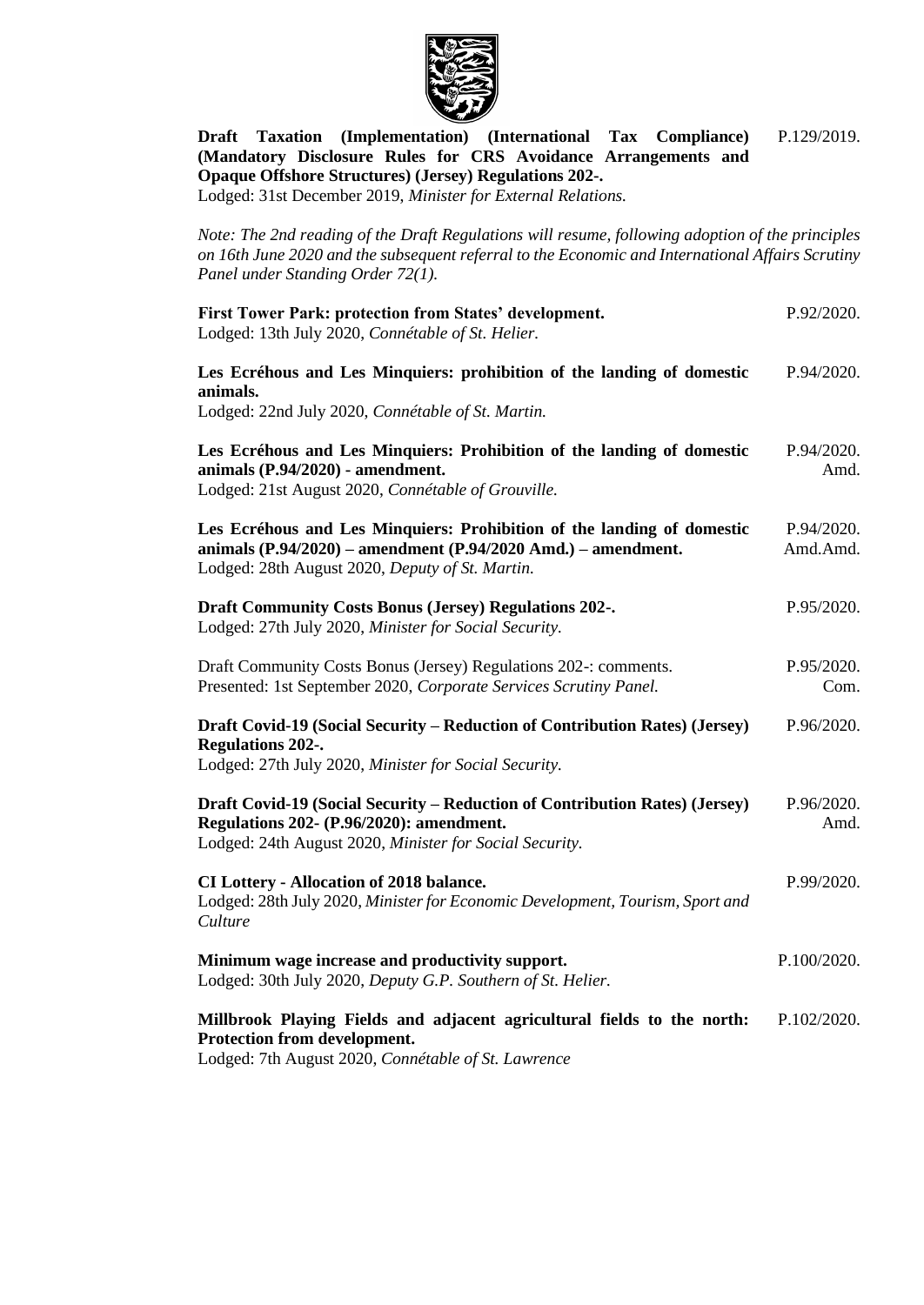**Draft Taxation (Implementation) (International Tax Compliance) (Mandatory Disclosure Rules for CRS Avoidance Arrangements and Opaque Offshore Structures) (Jersey) Regulations 202-.** P.129/2019.
Lodged: 31st December 2019, *Minister for External Relations.*

*Note: The 2nd reading of the Draft Regulations will resume, following adoption of the principles on 16th June 2020 and the subsequent referral to the Economic and International Affairs Scrutiny Panel under Standing Order 72(1).*

**First Tower Park: protection from States' development.** P.92/2020.
Lodged: 13th July 2020, *Connétable of St. Helier.*

**Les Ecréhous and Les Minquiers: prohibition of the landing of domestic animals.** P.94/2020.
Lodged: 22nd July 2020, *Connétable of St. Martin.*

**Les Ecréhous and Les Minquiers: Prohibition of the landing of domestic animals (P.94/2020) - amendment.** P.94/2020. Amd.
Lodged: 21st August 2020, *Connétable of Grouville.*

**Les Ecréhous and Les Minquiers: Prohibition of the landing of domestic animals (P.94/2020) – amendment (P.94/2020 Amd.) – amendment.** P.94/2020. Amd.Amd.
Lodged: 28th August 2020, *Deputy of St. Martin.*

**Draft Community Costs Bonus (Jersey) Regulations 202-.** P.95/2020.
Lodged: 27th July 2020, *Minister for Social Security.*

Draft Community Costs Bonus (Jersey) Regulations 202-: comments. P.95/2020. Com.
Presented: 1st September 2020, *Corporate Services Scrutiny Panel.*

**Draft Covid-19 (Social Security – Reduction of Contribution Rates) (Jersey) Regulations 202-.** P.96/2020.
Lodged: 27th July 2020, *Minister for Social Security.*

**Draft Covid-19 (Social Security – Reduction of Contribution Rates) (Jersey) Regulations 202- (P.96/2020): amendment.** P.96/2020. Amd.
Lodged: 24th August 2020, *Minister for Social Security.*

**CI Lottery - Allocation of 2018 balance.** P.99/2020.
Lodged: 28th July 2020, *Minister for Economic Development, Tourism, Sport and Culture*

**Minimum wage increase and productivity support.** P.100/2020.
Lodged: 30th July 2020, *Deputy G.P. Southern of St. Helier.*

**Millbrook Playing Fields and adjacent agricultural fields to the north: Protection from development.** P.102/2020.
Lodged: 7th August 2020, *Connétable of St. Lawrence*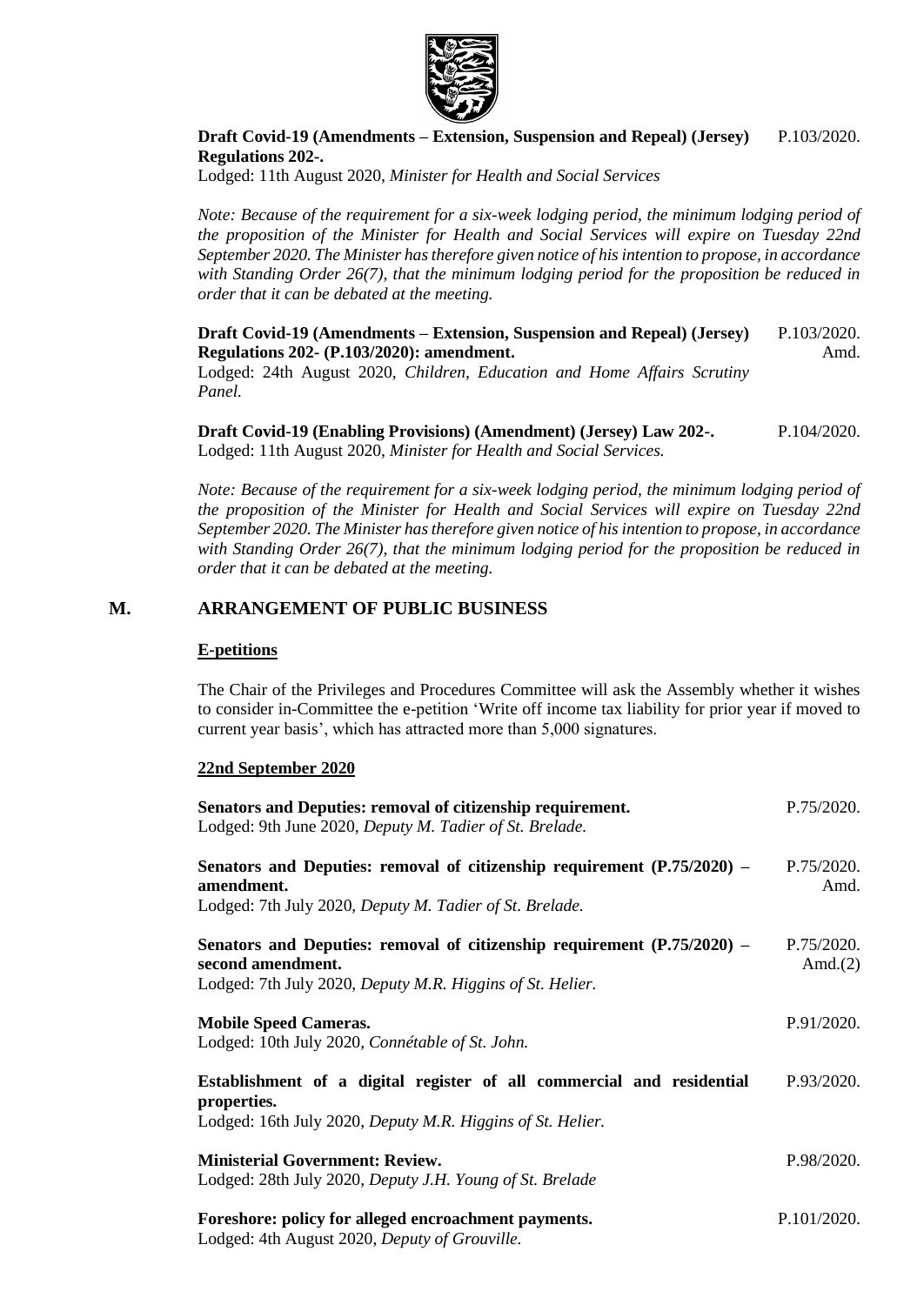**Draft Covid-19 (Amendments – Extension, Suspension and Repeal) (Jersey) Regulations 202-.** P.103/2020.

Lodged: 11th August 2020, *Minister for Health and Social Services*

*Note: Because of the requirement for a six-week lodging period, the minimum lodging period of the proposition of the Minister for Health and Social Services will expire on Tuesday 22nd September 2020. The Minister has therefore given notice of his intention to propose, in accordance with Standing Order 26(7), that the minimum lodging period for the proposition be reduced in order that it can be debated at the meeting.*

**Draft Covid-19 (Amendments – Extension, Suspension and Repeal) (Jersey) Regulations 202- (P.103/2020): amendment.** P.103/2020. Amd.

Lodged: 24th August 2020, *Children, Education and Home Affairs Scrutiny Panel.*

**Draft Covid-19 (Enabling Provisions) (Amendment) (Jersey) Law 202-.** P.104/2020.

Lodged: 11th August 2020, *Minister for Health and Social Services.*

*Note: Because of the requirement for a six-week lodging period, the minimum lodging period of the proposition of the Minister for Health and Social Services will expire on Tuesday 22nd September 2020. The Minister has therefore given notice of his intention to propose, in accordance with Standing Order 26(7), that the minimum lodging period for the proposition be reduced in order that it can be debated at the meeting.*

## M. ARRANGEMENT OF PUBLIC BUSINESS

**E-petitions**

The Chair of the Privileges and Procedures Committee will ask the Assembly whether it wishes to consider in-Committee the e-petition 'Write off income tax liability for prior year if moved to current year basis', which has attracted more than 5,000 signatures.

**22nd September 2020**

**Senators and Deputies: removal of citizenship requirement.** P.75/2020.

Lodged: 9th June 2020, *Deputy M. Tadier of St. Brelade.*

**Senators and Deputies: removal of citizenship requirement (P.75/2020) – amendment.** P.75/2020. Amd.

Lodged: 7th July 2020, *Deputy M. Tadier of St. Brelade.*

**Senators and Deputies: removal of citizenship requirement (P.75/2020) – second amendment.** P.75/2020. Amd.(2)

Lodged: 7th July 2020, *Deputy M.R. Higgins of St. Helier.*

**Mobile Speed Cameras.** P.91/2020.

Lodged: 10th July 2020, *Connétable of St. John.*

**Establishment of a digital register of all commercial and residential properties.** P.93/2020.

Lodged: 16th July 2020, *Deputy M.R. Higgins of St. Helier.*

**Ministerial Government: Review.** P.98/2020.

Lodged: 28th July 2020, *Deputy J.H. Young of St. Brelade*

**Foreshore: policy for alleged encroachment payments.** P.101/2020.

Lodged: 4th August 2020, *Deputy of Grouville.*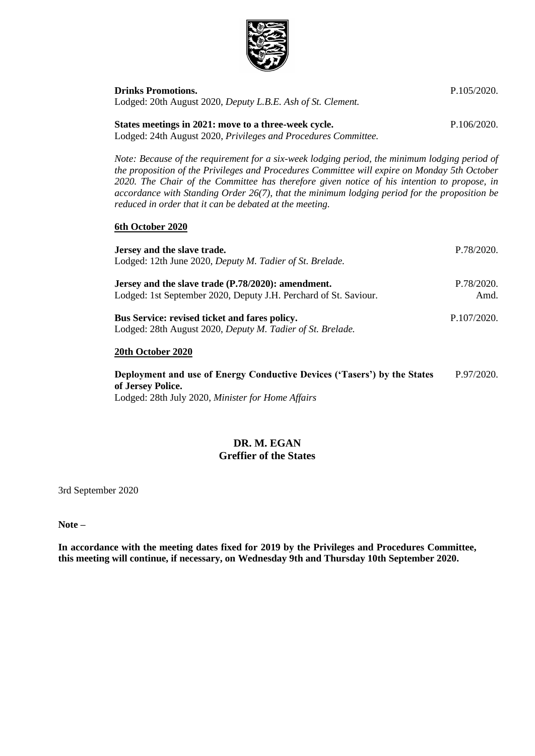**Drinks Promotions.** P.105/2020.
Lodged: 20th August 2020, *Deputy L.B.E. Ash of St. Clement.*

**States meetings in 2021: move to a three-week cycle.** P.106/2020.
Lodged: 24th August 2020, *Privileges and Procedures Committee.*

*Note: Because of the requirement for a six-week lodging period, the minimum lodging period of the proposition of the Privileges and Procedures Committee will expire on Monday 5th October 2020. The Chair of the Committee has therefore given notice of his intention to propose, in accordance with Standing Order 26(7), that the minimum lodging period for the proposition be reduced in order that it can be debated at the meeting.*

**6th October 2020**

**Jersey and the slave trade.** P.78/2020.
Lodged: 12th June 2020, *Deputy M. Tadier of St. Brelade.*

**Jersey and the slave trade (P.78/2020): amendment.** P.78/2020. Amd.
Lodged: 1st September 2020, Deputy J.H. Perchard of St. Saviour.

**Bus Service: revised ticket and fares policy.** P.107/2020.
Lodged: 28th August 2020, *Deputy M. Tadier of St. Brelade.*

**20th October 2020**

**Deployment and use of Energy Conductive Devices ('Tasers') by the States of Jersey Police.** P.97/2020.
Lodged: 28th July 2020, *Minister for Home Affairs*

**DR. M. EGAN**
**Greffier of the States**

3rd September 2020

**Note –**

**In accordance with the meeting dates fixed for 2019 by the Privileges and Procedures Committee, this meeting will continue, if necessary, on Wednesday 9th and Thursday 10th September 2020.**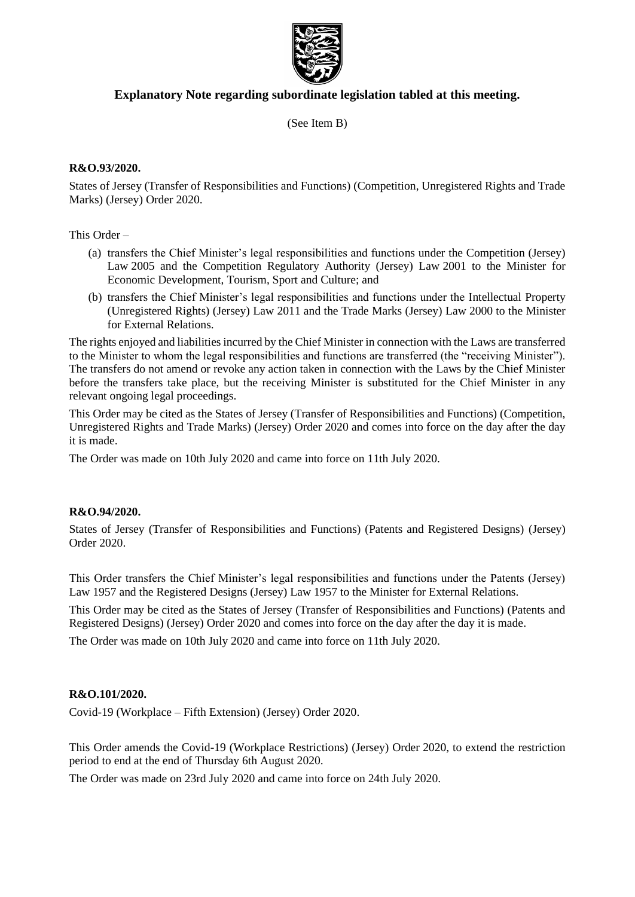## Explanatory Note regarding subordinate legislation tabled at this meeting.

(See Item B)

**R&O.93/2020.**

States of Jersey (Transfer of Responsibilities and Functions) (Competition, Unregistered Rights and Trade Marks) (Jersey) Order 2020.

This Order –

- (a) transfers the Chief Minister's legal responsibilities and functions under the Competition (Jersey) Law 2005 and the Competition Regulatory Authority (Jersey) Law 2001 to the Minister for Economic Development, Tourism, Sport and Culture; and
- (b) transfers the Chief Minister's legal responsibilities and functions under the Intellectual Property (Unregistered Rights) (Jersey) Law 2011 and the Trade Marks (Jersey) Law 2000 to the Minister for External Relations.

The rights enjoyed and liabilities incurred by the Chief Minister in connection with the Laws are transferred to the Minister to whom the legal responsibilities and functions are transferred (the "receiving Minister"). The transfers do not amend or revoke any action taken in connection with the Laws by the Chief Minister before the transfers take place, but the receiving Minister is substituted for the Chief Minister in any relevant ongoing legal proceedings.

This Order may be cited as the States of Jersey (Transfer of Responsibilities and Functions) (Competition, Unregistered Rights and Trade Marks) (Jersey) Order 2020 and comes into force on the day after the day it is made.

The Order was made on 10th July 2020 and came into force on 11th July 2020.

**R&O.94/2020.**

States of Jersey (Transfer of Responsibilities and Functions) (Patents and Registered Designs) (Jersey) Order 2020.

This Order transfers the Chief Minister's legal responsibilities and functions under the Patents (Jersey) Law 1957 and the Registered Designs (Jersey) Law 1957 to the Minister for External Relations.

This Order may be cited as the States of Jersey (Transfer of Responsibilities and Functions) (Patents and Registered Designs) (Jersey) Order 2020 and comes into force on the day after the day it is made.

The Order was made on 10th July 2020 and came into force on 11th July 2020.

**R&O.101/2020.**

Covid-19 (Workplace – Fifth Extension) (Jersey) Order 2020.

This Order amends the Covid-19 (Workplace Restrictions) (Jersey) Order 2020, to extend the restriction period to end at the end of Thursday 6th August 2020.

The Order was made on 23rd July 2020 and came into force on 24th July 2020.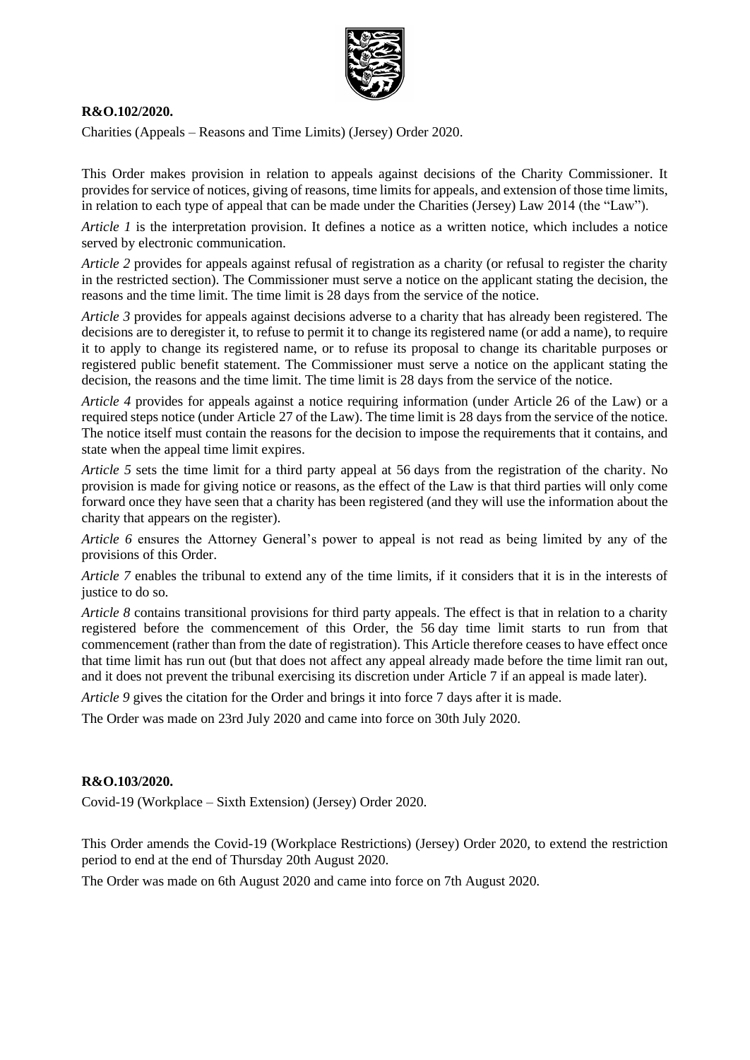**R&O.102/2020.**

Charities (Appeals – Reasons and Time Limits) (Jersey) Order 2020.

This Order makes provision in relation to appeals against decisions of the Charity Commissioner. It provides for service of notices, giving of reasons, time limits for appeals, and extension of those time limits, in relation to each type of appeal that can be made under the Charities (Jersey) Law 2014 (the "Law").

*Article 1* is the interpretation provision. It defines a notice as a written notice, which includes a notice served by electronic communication.

*Article 2* provides for appeals against refusal of registration as a charity (or refusal to register the charity in the restricted section). The Commissioner must serve a notice on the applicant stating the decision, the reasons and the time limit. The time limit is 28 days from the service of the notice.

*Article 3* provides for appeals against decisions adverse to a charity that has already been registered. The decisions are to deregister it, to refuse to permit it to change its registered name (or add a name), to require it to apply to change its registered name, or to refuse its proposal to change its charitable purposes or registered public benefit statement. The Commissioner must serve a notice on the applicant stating the decision, the reasons and the time limit. The time limit is 28 days from the service of the notice.

*Article 4* provides for appeals against a notice requiring information (under Article 26 of the Law) or a required steps notice (under Article 27 of the Law). The time limit is 28 days from the service of the notice. The notice itself must contain the reasons for the decision to impose the requirements that it contains, and state when the appeal time limit expires.

*Article 5* sets the time limit for a third party appeal at 56 days from the registration of the charity. No provision is made for giving notice or reasons, as the effect of the Law is that third parties will only come forward once they have seen that a charity has been registered (and they will use the information about the charity that appears on the register).

*Article 6* ensures the Attorney General's power to appeal is not read as being limited by any of the provisions of this Order.

*Article 7* enables the tribunal to extend any of the time limits, if it considers that it is in the interests of justice to do so.

*Article 8* contains transitional provisions for third party appeals. The effect is that in relation to a charity registered before the commencement of this Order, the 56 day time limit starts to run from that commencement (rather than from the date of registration). This Article therefore ceases to have effect once that time limit has run out (but that does not affect any appeal already made before the time limit ran out, and it does not prevent the tribunal exercising its discretion under Article 7 if an appeal is made later).

*Article 9* gives the citation for the Order and brings it into force 7 days after it is made.

The Order was made on 23rd July 2020 and came into force on 30th July 2020.

**R&O.103/2020.**

Covid-19 (Workplace – Sixth Extension) (Jersey) Order 2020.

This Order amends the Covid-19 (Workplace Restrictions) (Jersey) Order 2020, to extend the restriction period to end at the end of Thursday 20th August 2020.

The Order was made on 6th August 2020 and came into force on 7th August 2020.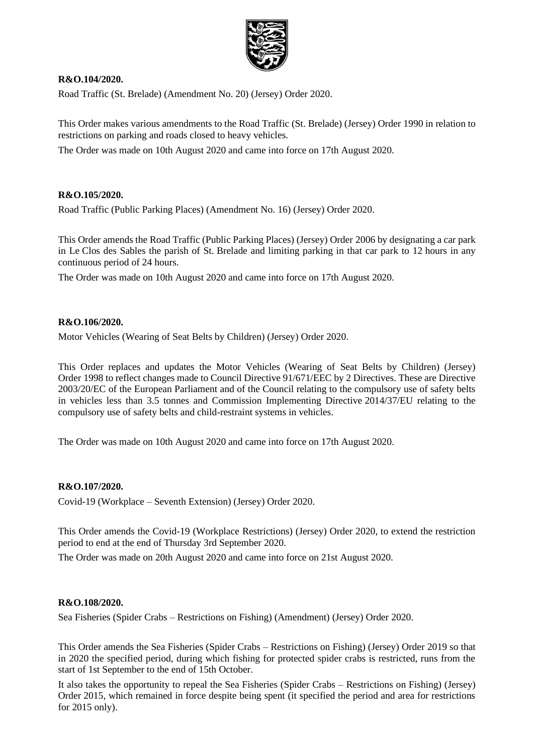**R&O.104/2020.**

Road Traffic (St. Brelade) (Amendment No. 20) (Jersey) Order 2020.

This Order makes various amendments to the Road Traffic (St. Brelade) (Jersey) Order 1990 in relation to restrictions on parking and roads closed to heavy vehicles.

The Order was made on 10th August 2020 and came into force on 17th August 2020.

**R&O.105/2020.**

Road Traffic (Public Parking Places) (Amendment No. 16) (Jersey) Order 2020.

This Order amends the Road Traffic (Public Parking Places) (Jersey) Order 2006 by designating a car park in Le Clos des Sables the parish of St. Brelade and limiting parking in that car park to 12 hours in any continuous period of 24 hours.

The Order was made on 10th August 2020 and came into force on 17th August 2020.

**R&O.106/2020.**

Motor Vehicles (Wearing of Seat Belts by Children) (Jersey) Order 2020.

This Order replaces and updates the Motor Vehicles (Wearing of Seat Belts by Children) (Jersey) Order 1998 to reflect changes made to Council Directive 91/671/EEC by 2 Directives. These are Directive 2003/20/EC of the European Parliament and of the Council relating to the compulsory use of safety belts in vehicles less than 3.5 tonnes and Commission Implementing Directive 2014/37/EU relating to the compulsory use of safety belts and child-restraint systems in vehicles.

The Order was made on 10th August 2020 and came into force on 17th August 2020.

**R&O.107/2020.**

Covid-19 (Workplace – Seventh Extension) (Jersey) Order 2020.

This Order amends the Covid-19 (Workplace Restrictions) (Jersey) Order 2020, to extend the restriction period to end at the end of Thursday 3rd September 2020.

The Order was made on 20th August 2020 and came into force on 21st August 2020.

**R&O.108/2020.**

Sea Fisheries (Spider Crabs – Restrictions on Fishing) (Amendment) (Jersey) Order 2020.

This Order amends the Sea Fisheries (Spider Crabs – Restrictions on Fishing) (Jersey) Order 2019 so that in 2020 the specified period, during which fishing for protected spider crabs is restricted, runs from the start of 1st September to the end of 15th October.

It also takes the opportunity to repeal the Sea Fisheries (Spider Crabs – Restrictions on Fishing) (Jersey) Order 2015, which remained in force despite being spent (it specified the period and area for restrictions for 2015 only).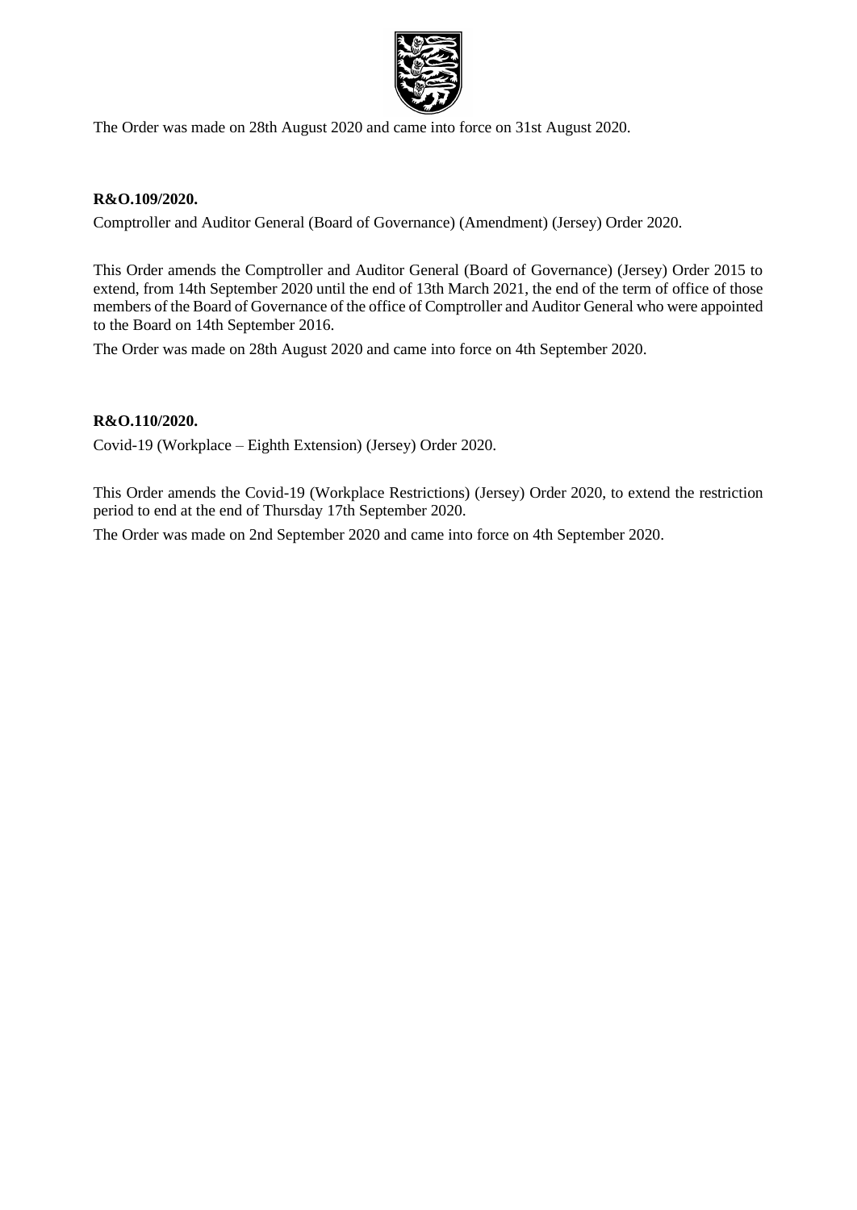The Order was made on 28th August 2020 and came into force on 31st August 2020.

**R&O.109/2020.**

Comptroller and Auditor General (Board of Governance) (Amendment) (Jersey) Order 2020.

This Order amends the Comptroller and Auditor General (Board of Governance) (Jersey) Order 2015 to extend, from 14th September 2020 until the end of 13th March 2021, the end of the term of office of those members of the Board of Governance of the office of Comptroller and Auditor General who were appointed to the Board on 14th September 2016.

The Order was made on 28th August 2020 and came into force on 4th September 2020.

**R&O.110/2020.**

Covid-19 (Workplace – Eighth Extension) (Jersey) Order 2020.

This Order amends the Covid-19 (Workplace Restrictions) (Jersey) Order 2020, to extend the restriction period to end at the end of Thursday 17th September 2020.

The Order was made on 2nd September 2020 and came into force on 4th September 2020.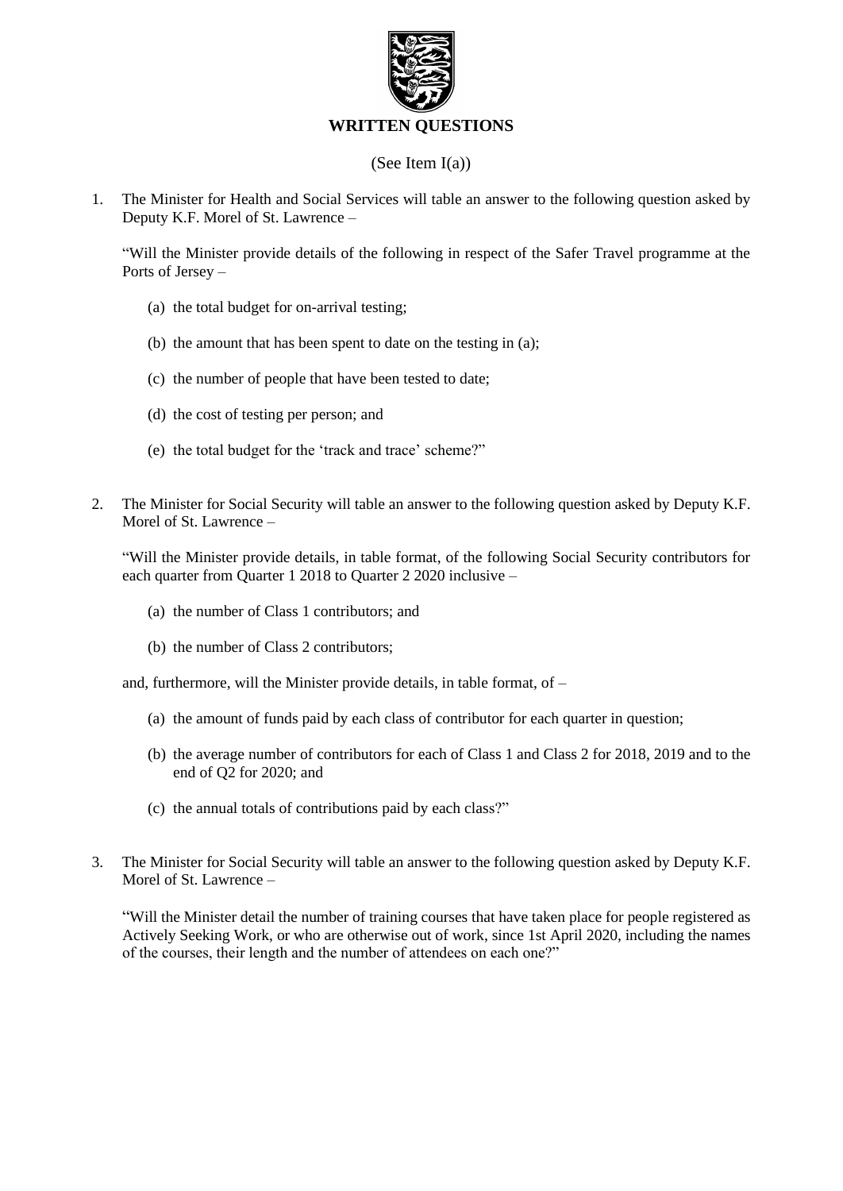# WRITTEN QUESTIONS

(See Item I(a))

1. The Minister for Health and Social Services will table an answer to the following question asked by Deputy K.F. Morel of St. Lawrence –

   "Will the Minister provide details of the following in respect of the Safer Travel programme at the Ports of Jersey –

   (a) the total budget for on-arrival testing;

   (b) the amount that has been spent to date on the testing in (a);

   (c) the number of people that have been tested to date;

   (d) the cost of testing per person; and

   (e) the total budget for the 'track and trace' scheme?"

2. The Minister for Social Security will table an answer to the following question asked by Deputy K.F. Morel of St. Lawrence –

   "Will the Minister provide details, in table format, of the following Social Security contributors for each quarter from Quarter 1 2018 to Quarter 2 2020 inclusive –

   (a) the number of Class 1 contributors; and

   (b) the number of Class 2 contributors;

   and, furthermore, will the Minister provide details, in table format, of –

   (a) the amount of funds paid by each class of contributor for each quarter in question;

   (b) the average number of contributors for each of Class 1 and Class 2 for 2018, 2019 and to the end of Q2 for 2020; and

   (c) the annual totals of contributions paid by each class?"

3. The Minister for Social Security will table an answer to the following question asked by Deputy K.F. Morel of St. Lawrence –

   "Will the Minister detail the number of training courses that have taken place for people registered as Actively Seeking Work, or who are otherwise out of work, since 1st April 2020, including the names of the courses, their length and the number of attendees on each one?"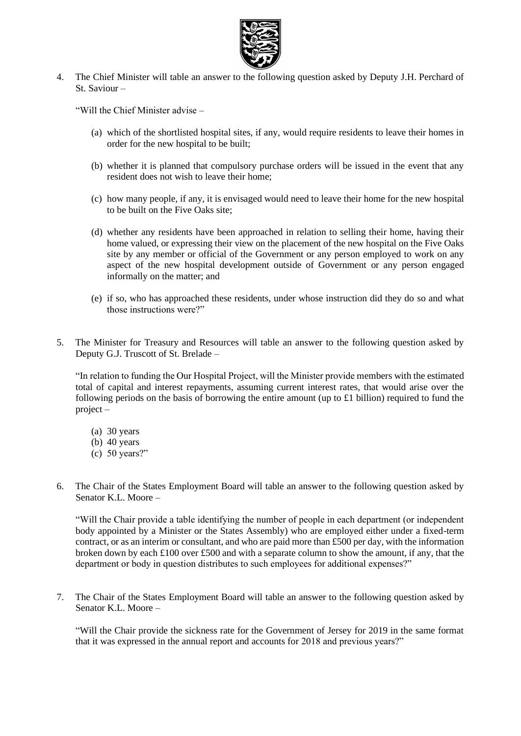4. The Chief Minister will table an answer to the following question asked by Deputy J.H. Perchard of St. Saviour –

   "Will the Chief Minister advise –

   (a) which of the shortlisted hospital sites, if any, would require residents to leave their homes in order for the new hospital to be built;

   (b) whether it is planned that compulsory purchase orders will be issued in the event that any resident does not wish to leave their home;

   (c) how many people, if any, it is envisaged would need to leave their home for the new hospital to be built on the Five Oaks site;

   (d) whether any residents have been approached in relation to selling their home, having their home valued, or expressing their view on the placement of the new hospital on the Five Oaks site by any member or official of the Government or any person employed to work on any aspect of the new hospital development outside of Government or any person engaged informally on the matter; and

   (e) if so, who has approached these residents, under whose instruction did they do so and what those instructions were?"

5. The Minister for Treasury and Resources will table an answer to the following question asked by Deputy G.J. Truscott of St. Brelade –

   "In relation to funding the Our Hospital Project, will the Minister provide members with the estimated total of capital and interest repayments, assuming current interest rates, that would arise over the following periods on the basis of borrowing the entire amount (up to £1 billion) required to fund the project –

   (a) 30 years
   (b) 40 years
   (c) 50 years?"

6. The Chair of the States Employment Board will table an answer to the following question asked by Senator K.L. Moore –

   "Will the Chair provide a table identifying the number of people in each department (or independent body appointed by a Minister or the States Assembly) who are employed either under a fixed-term contract, or as an interim or consultant, and who are paid more than £500 per day, with the information broken down by each £100 over £500 and with a separate column to show the amount, if any, that the department or body in question distributes to such employees for additional expenses?"

7. The Chair of the States Employment Board will table an answer to the following question asked by Senator K.L. Moore –

   "Will the Chair provide the sickness rate for the Government of Jersey for 2019 in the same format that it was expressed in the annual report and accounts for 2018 and previous years?"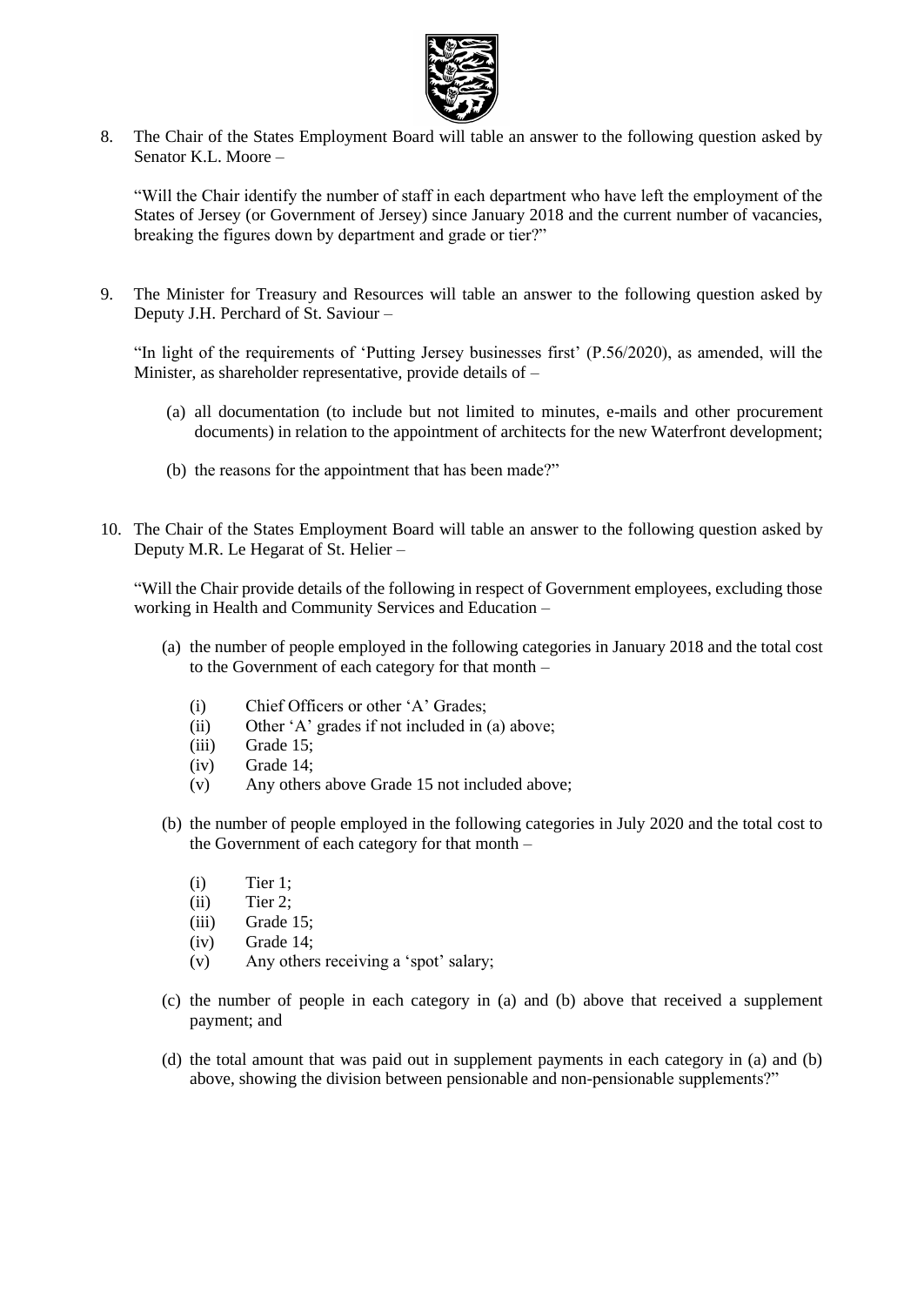8. The Chair of the States Employment Board will table an answer to the following question asked by Senator K.L. Moore –

   "Will the Chair identify the number of staff in each department who have left the employment of the States of Jersey (or Government of Jersey) since January 2018 and the current number of vacancies, breaking the figures down by department and grade or tier?"

9. The Minister for Treasury and Resources will table an answer to the following question asked by Deputy J.H. Perchard of St. Saviour –

   "In light of the requirements of 'Putting Jersey businesses first' (P.56/2020), as amended, will the Minister, as shareholder representative, provide details of –

   (a) all documentation (to include but not limited to minutes, e-mails and other procurement documents) in relation to the appointment of architects for the new Waterfront development;

   (b) the reasons for the appointment that has been made?"

10. The Chair of the States Employment Board will table an answer to the following question asked by Deputy M.R. Le Hegarat of St. Helier –

    "Will the Chair provide details of the following in respect of Government employees, excluding those working in Health and Community Services and Education –

    (a) the number of people employed in the following categories in January 2018 and the total cost to the Government of each category for that month –

       (i) Chief Officers or other 'A' Grades;
       (ii) Other 'A' grades if not included in (a) above;
       (iii) Grade 15;
       (iv) Grade 14;
       (v) Any others above Grade 15 not included above;

    (b) the number of people employed in the following categories in July 2020 and the total cost to the Government of each category for that month –

       (i) Tier 1;
       (ii) Tier 2;
       (iii) Grade 15;
       (iv) Grade 14;
       (v) Any others receiving a 'spot' salary;

    (c) the number of people in each category in (a) and (b) above that received a supplement payment; and

    (d) the total amount that was paid out in supplement payments in each category in (a) and (b) above, showing the division between pensionable and non-pensionable supplements?"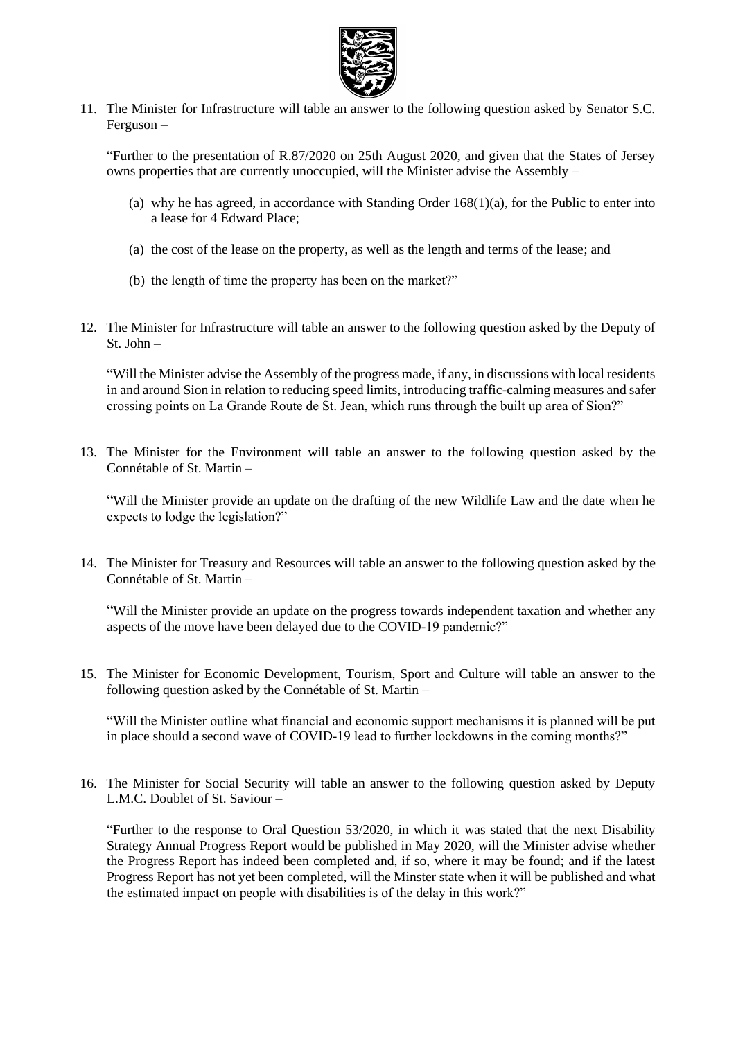11. The Minister for Infrastructure will table an answer to the following question asked by Senator S.C. Ferguson –

    "Further to the presentation of R.87/2020 on 25th August 2020, and given that the States of Jersey owns properties that are currently unoccupied, will the Minister advise the Assembly –

    (a) why he has agreed, in accordance with Standing Order 168(1)(a), for the Public to enter into a lease for 4 Edward Place;

    (a) the cost of the lease on the property, as well as the length and terms of the lease; and

    (b) the length of time the property has been on the market?"

12. The Minister for Infrastructure will table an answer to the following question asked by the Deputy of St. John –

    "Will the Minister advise the Assembly of the progress made, if any, in discussions with local residents in and around Sion in relation to reducing speed limits, introducing traffic-calming measures and safer crossing points on La Grande Route de St. Jean, which runs through the built up area of Sion?"

13. The Minister for the Environment will table an answer to the following question asked by the Connétable of St. Martin –

    "Will the Minister provide an update on the drafting of the new Wildlife Law and the date when he expects to lodge the legislation?"

14. The Minister for Treasury and Resources will table an answer to the following question asked by the Connétable of St. Martin –

    "Will the Minister provide an update on the progress towards independent taxation and whether any aspects of the move have been delayed due to the COVID-19 pandemic?"

15. The Minister for Economic Development, Tourism, Sport and Culture will table an answer to the following question asked by the Connétable of St. Martin –

    "Will the Minister outline what financial and economic support mechanisms it is planned will be put in place should a second wave of COVID-19 lead to further lockdowns in the coming months?"

16. The Minister for Social Security will table an answer to the following question asked by Deputy L.M.C. Doublet of St. Saviour –

    "Further to the response to Oral Question 53/2020, in which it was stated that the next Disability Strategy Annual Progress Report would be published in May 2020, will the Minister advise whether the Progress Report has indeed been completed and, if so, where it may be found; and if the latest Progress Report has not yet been completed, will the Minster state when it will be published and what the estimated impact on people with disabilities is of the delay in this work?"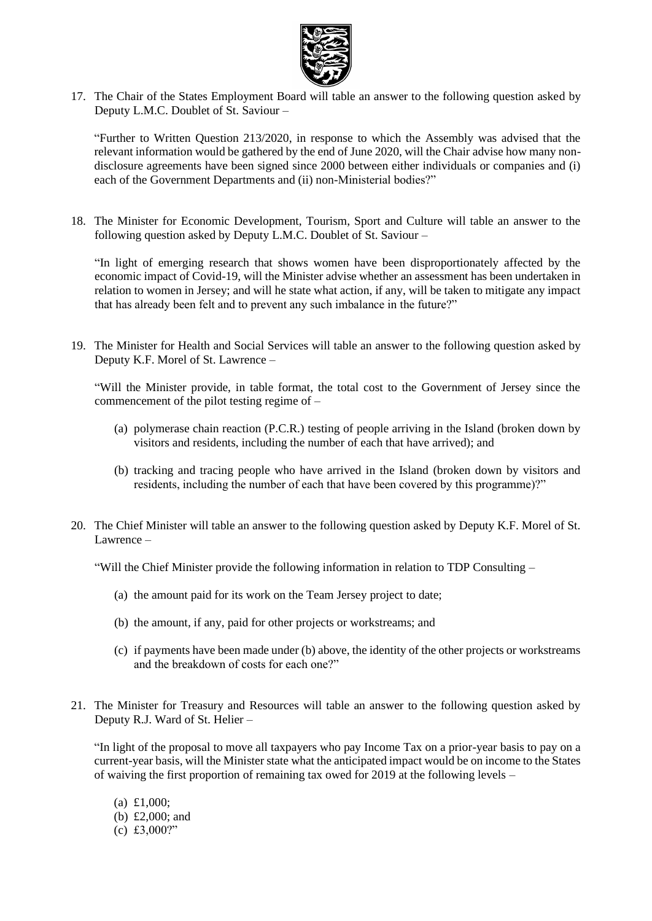17. The Chair of the States Employment Board will table an answer to the following question asked by Deputy L.M.C. Doublet of St. Saviour –

    "Further to Written Question 213/2020, in response to which the Assembly was advised that the relevant information would be gathered by the end of June 2020, will the Chair advise how many non-disclosure agreements have been signed since 2000 between either individuals or companies and (i) each of the Government Departments and (ii) non-Ministerial bodies?"

18. The Minister for Economic Development, Tourism, Sport and Culture will table an answer to the following question asked by Deputy L.M.C. Doublet of St. Saviour –

    "In light of emerging research that shows women have been disproportionately affected by the economic impact of Covid-19, will the Minister advise whether an assessment has been undertaken in relation to women in Jersey; and will he state what action, if any, will be taken to mitigate any impact that has already been felt and to prevent any such imbalance in the future?"

19. The Minister for Health and Social Services will table an answer to the following question asked by Deputy K.F. Morel of St. Lawrence –

    "Will the Minister provide, in table format, the total cost to the Government of Jersey since the commencement of the pilot testing regime of –

    (a) polymerase chain reaction (P.C.R.) testing of people arriving in the Island (broken down by visitors and residents, including the number of each that have arrived); and

    (b) tracking and tracing people who have arrived in the Island (broken down by visitors and residents, including the number of each that have been covered by this programme)?"

20. The Chief Minister will table an answer to the following question asked by Deputy K.F. Morel of St. Lawrence –

    "Will the Chief Minister provide the following information in relation to TDP Consulting –

    (a) the amount paid for its work on the Team Jersey project to date;

    (b) the amount, if any, paid for other projects or workstreams; and

    (c) if payments have been made under (b) above, the identity of the other projects or workstreams and the breakdown of costs for each one?"

21. The Minister for Treasury and Resources will table an answer to the following question asked by Deputy R.J. Ward of St. Helier –

    "In light of the proposal to move all taxpayers who pay Income Tax on a prior-year basis to pay on a current-year basis, will the Minister state what the anticipated impact would be on income to the States of waiving the first proportion of remaining tax owed for 2019 at the following levels –

    (a) £1,000;
    (b) £2,000; and
    (c) £3,000?"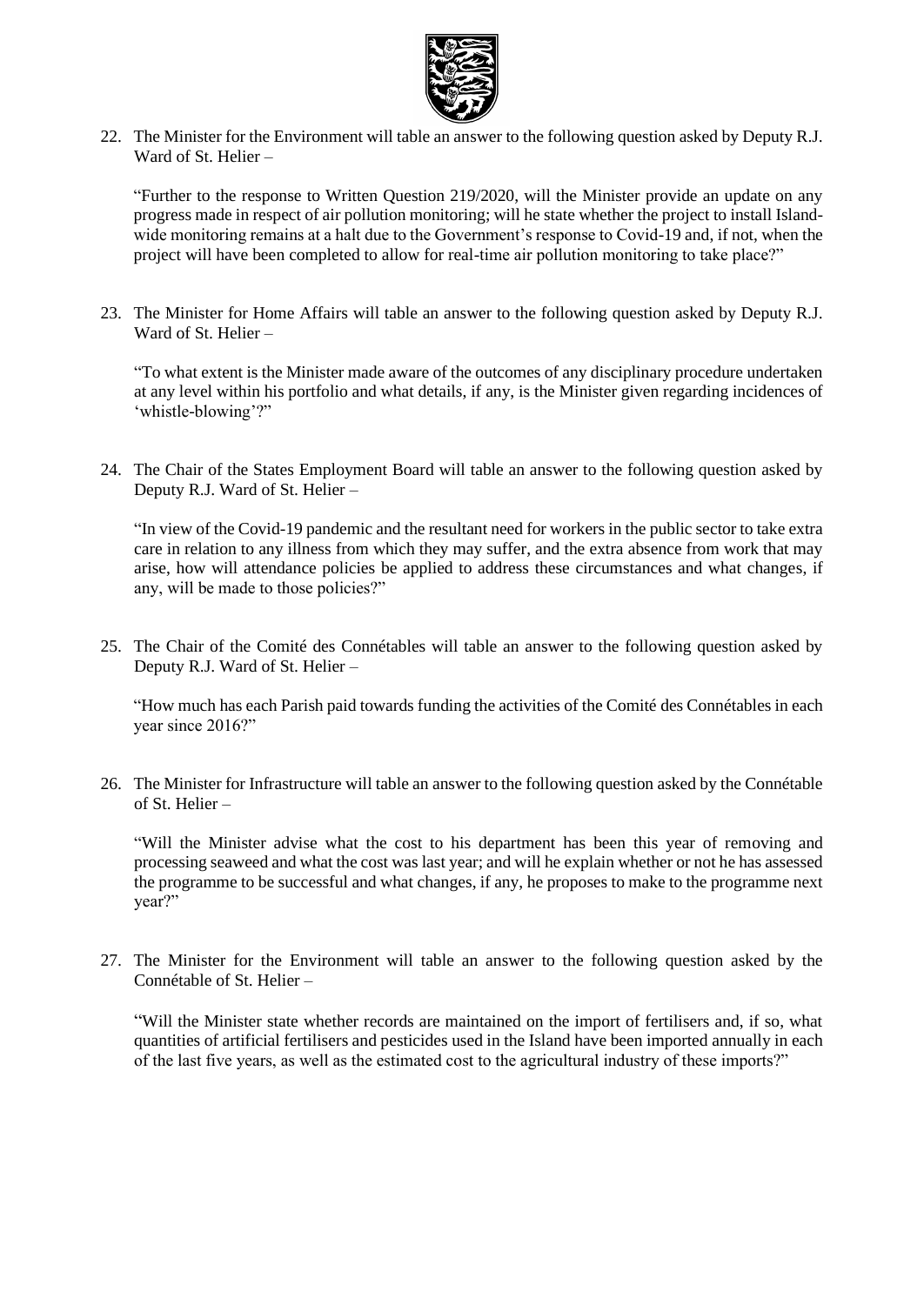22. The Minister for the Environment will table an answer to the following question asked by Deputy R.J. Ward of St. Helier –

    "Further to the response to Written Question 219/2020, will the Minister provide an update on any progress made in respect of air pollution monitoring; will he state whether the project to install Island-wide monitoring remains at a halt due to the Government's response to Covid-19 and, if not, when the project will have been completed to allow for real-time air pollution monitoring to take place?"

23. The Minister for Home Affairs will table an answer to the following question asked by Deputy R.J. Ward of St. Helier –

    "To what extent is the Minister made aware of the outcomes of any disciplinary procedure undertaken at any level within his portfolio and what details, if any, is the Minister given regarding incidences of 'whistle-blowing'?"

24. The Chair of the States Employment Board will table an answer to the following question asked by Deputy R.J. Ward of St. Helier –

    "In view of the Covid-19 pandemic and the resultant need for workers in the public sector to take extra care in relation to any illness from which they may suffer, and the extra absence from work that may arise, how will attendance policies be applied to address these circumstances and what changes, if any, will be made to those policies?"

25. The Chair of the Comité des Connétables will table an answer to the following question asked by Deputy R.J. Ward of St. Helier –

    "How much has each Parish paid towards funding the activities of the Comité des Connétables in each year since 2016?"

26. The Minister for Infrastructure will table an answer to the following question asked by the Connétable of St. Helier –

    "Will the Minister advise what the cost to his department has been this year of removing and processing seaweed and what the cost was last year; and will he explain whether or not he has assessed the programme to be successful and what changes, if any, he proposes to make to the programme next year?"

27. The Minister for the Environment will table an answer to the following question asked by the Connétable of St. Helier –

    "Will the Minister state whether records are maintained on the import of fertilisers and, if so, what quantities of artificial fertilisers and pesticides used in the Island have been imported annually in each of the last five years, as well as the estimated cost to the agricultural industry of these imports?"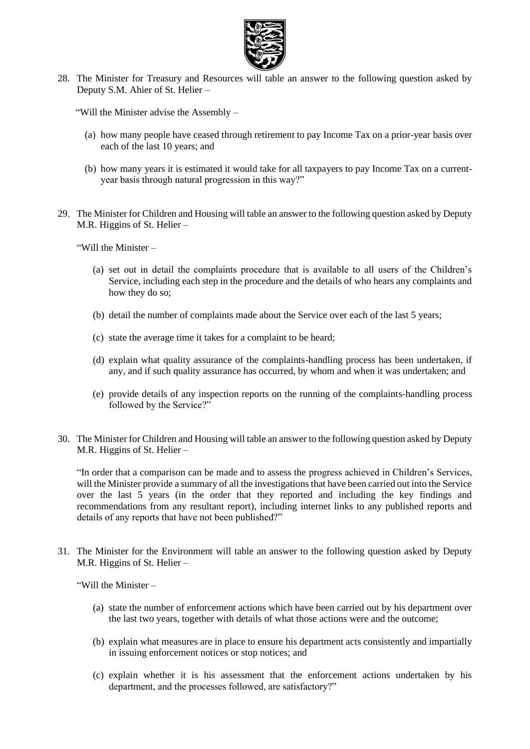28. The Minister for Treasury and Resources will table an answer to the following question asked by Deputy S.M. Ahier of St. Helier –

    "Will the Minister advise the Assembly –

    (a) how many people have ceased through retirement to pay Income Tax on a prior-year basis over each of the last 10 years; and

    (b) how many years it is estimated it would take for all taxpayers to pay Income Tax on a current-year basis through natural progression in this way?"

29. The Minister for Children and Housing will table an answer to the following question asked by Deputy M.R. Higgins of St. Helier –

    "Will the Minister –

    (a) set out in detail the complaints procedure that is available to all users of the Children's Service, including each step in the procedure and the details of who hears any complaints and how they do so;

    (b) detail the number of complaints made about the Service over each of the last 5 years;

    (c) state the average time it takes for a complaint to be heard;

    (d) explain what quality assurance of the complaints-handling process has been undertaken, if any, and if such quality assurance has occurred, by whom and when it was undertaken; and

    (e) provide details of any inspection reports on the running of the complaints-handling process followed by the Service?"

30. The Minister for Children and Housing will table an answer to the following question asked by Deputy M.R. Higgins of St. Helier –

    "In order that a comparison can be made and to assess the progress achieved in Children's Services, will the Minister provide a summary of all the investigations that have been carried out into the Service over the last 5 years (in the order that they reported and including the key findings and recommendations from any resultant report), including internet links to any published reports and details of any reports that have not been published?"

31. The Minister for the Environment will table an answer to the following question asked by Deputy M.R. Higgins of St. Helier –

    "Will the Minister –

    (a) state the number of enforcement actions which have been carried out by his department over the last two years, together with details of what those actions were and the outcome;

    (b) explain what measures are in place to ensure his department acts consistently and impartially in issuing enforcement notices or stop notices; and

    (c) explain whether it is his assessment that the enforcement actions undertaken by his department, and the processes followed, are satisfactory?"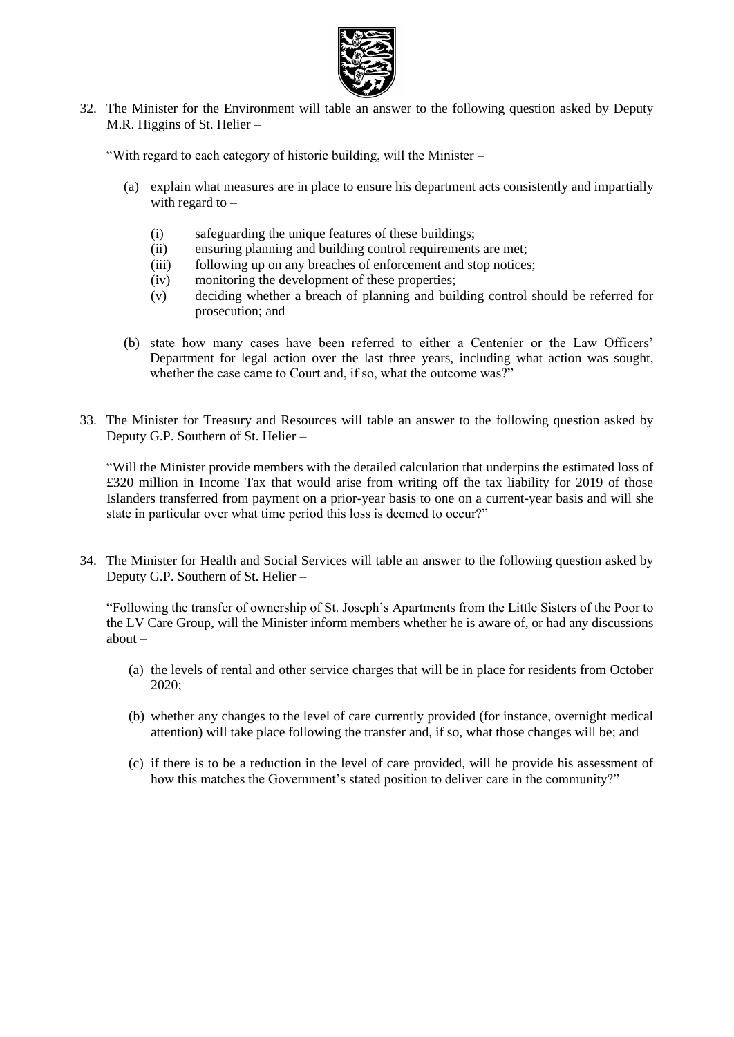32. The Minister for the Environment will table an answer to the following question asked by Deputy M.R. Higgins of St. Helier –

    "With regard to each category of historic building, will the Minister –

    (a) explain what measures are in place to ensure his department acts consistently and impartially with regard to –

        (i) safeguarding the unique features of these buildings;
        (ii) ensuring planning and building control requirements are met;
        (iii) following up on any breaches of enforcement and stop notices;
        (iv) monitoring the development of these properties;
        (v) deciding whether a breach of planning and building control should be referred for prosecution; and

    (b) state how many cases have been referred to either a Centenier or the Law Officers' Department for legal action over the last three years, including what action was sought, whether the case came to Court and, if so, what the outcome was?"

33. The Minister for Treasury and Resources will table an answer to the following question asked by Deputy G.P. Southern of St. Helier –

    "Will the Minister provide members with the detailed calculation that underpins the estimated loss of £320 million in Income Tax that would arise from writing off the tax liability for 2019 of those Islanders transferred from payment on a prior-year basis to one on a current-year basis and will she state in particular over what time period this loss is deemed to occur?"

34. The Minister for Health and Social Services will table an answer to the following question asked by Deputy G.P. Southern of St. Helier –

    "Following the transfer of ownership of St. Joseph's Apartments from the Little Sisters of the Poor to the LV Care Group, will the Minister inform members whether he is aware of, or had any discussions about –

    (a) the levels of rental and other service charges that will be in place for residents from October 2020;

    (b) whether any changes to the level of care currently provided (for instance, overnight medical attention) will take place following the transfer and, if so, what those changes will be; and

    (c) if there is to be a reduction in the level of care provided, will he provide his assessment of how this matches the Government's stated position to deliver care in the community?"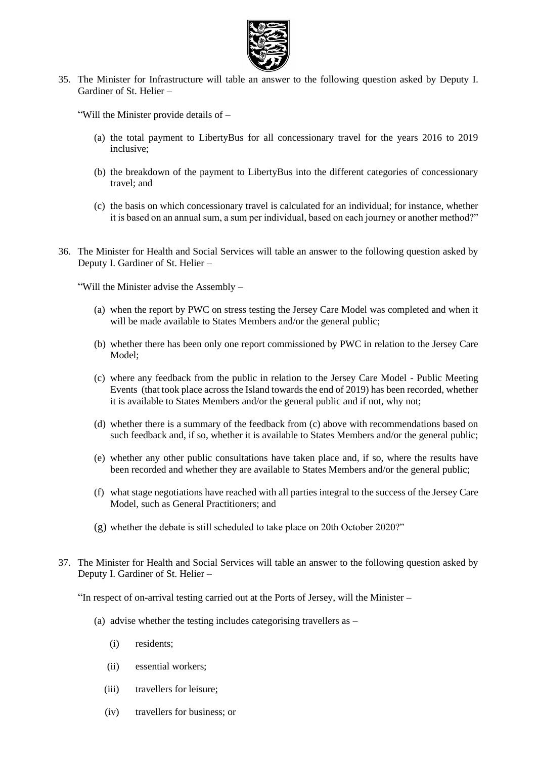35. The Minister for Infrastructure will table an answer to the following question asked by Deputy I. Gardiner of St. Helier –

    "Will the Minister provide details of –

    (a) the total payment to LibertyBus for all concessionary travel for the years 2016 to 2019 inclusive;

    (b) the breakdown of the payment to LibertyBus into the different categories of concessionary travel; and

    (c) the basis on which concessionary travel is calculated for an individual; for instance, whether it is based on an annual sum, a sum per individual, based on each journey or another method?"

36. The Minister for Health and Social Services will table an answer to the following question asked by Deputy I. Gardiner of St. Helier –

    "Will the Minister advise the Assembly –

    (a) when the report by PWC on stress testing the Jersey Care Model was completed and when it will be made available to States Members and/or the general public;

    (b) whether there has been only one report commissioned by PWC in relation to the Jersey Care Model;

    (c) where any feedback from the public in relation to the Jersey Care Model - Public Meeting Events (that took place across the Island towards the end of 2019) has been recorded, whether it is available to States Members and/or the general public and if not, why not;

    (d) whether there is a summary of the feedback from (c) above with recommendations based on such feedback and, if so, whether it is available to States Members and/or the general public;

    (e) whether any other public consultations have taken place and, if so, where the results have been recorded and whether they are available to States Members and/or the general public;

    (f) what stage negotiations have reached with all parties integral to the success of the Jersey Care Model, such as General Practitioners; and

    (g) whether the debate is still scheduled to take place on 20th October 2020?"

37. The Minister for Health and Social Services will table an answer to the following question asked by Deputy I. Gardiner of St. Helier –

    "In respect of on-arrival testing carried out at the Ports of Jersey, will the Minister –

    (a) advise whether the testing includes categorising travellers as –

       (i) residents;

       (ii) essential workers;

       (iii) travellers for leisure;

       (iv) travellers for business; or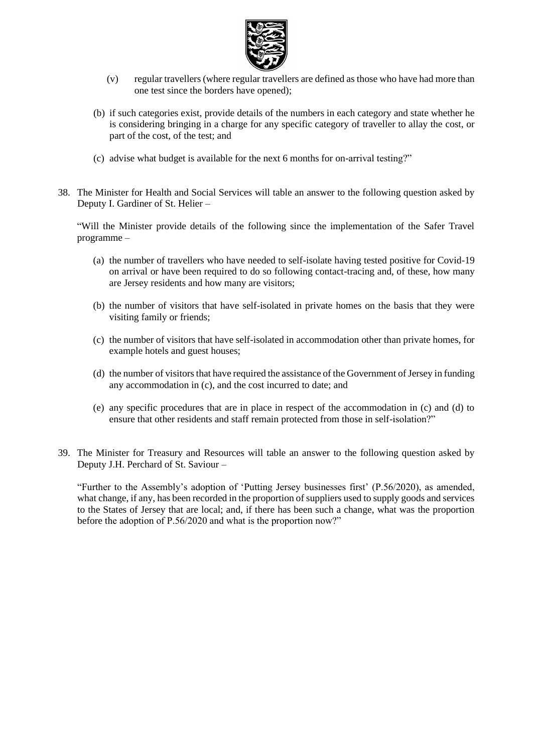(v) regular travellers (where regular travellers are defined as those who have had more than one test since the borders have opened);

(b) if such categories exist, provide details of the numbers in each category and state whether he is considering bringing in a charge for any specific category of traveller to allay the cost, or part of the cost, of the test; and

(c) advise what budget is available for the next 6 months for on-arrival testing?"

38. The Minister for Health and Social Services will table an answer to the following question asked by Deputy I. Gardiner of St. Helier –

"Will the Minister provide details of the following since the implementation of the Safer Travel programme –

(a) the number of travellers who have needed to self-isolate having tested positive for Covid-19 on arrival or have been required to do so following contact-tracing and, of these, how many are Jersey residents and how many are visitors;

(b) the number of visitors that have self-isolated in private homes on the basis that they were visiting family or friends;

(c) the number of visitors that have self-isolated in accommodation other than private homes, for example hotels and guest houses;

(d) the number of visitors that have required the assistance of the Government of Jersey in funding any accommodation in (c), and the cost incurred to date; and

(e) any specific procedures that are in place in respect of the accommodation in (c) and (d) to ensure that other residents and staff remain protected from those in self-isolation?"

39. The Minister for Treasury and Resources will table an answer to the following question asked by Deputy J.H. Perchard of St. Saviour –

"Further to the Assembly's adoption of 'Putting Jersey businesses first' (P.56/2020), as amended, what change, if any, has been recorded in the proportion of suppliers used to supply goods and services to the States of Jersey that are local; and, if there has been such a change, what was the proportion before the adoption of P.56/2020 and what is the proportion now?"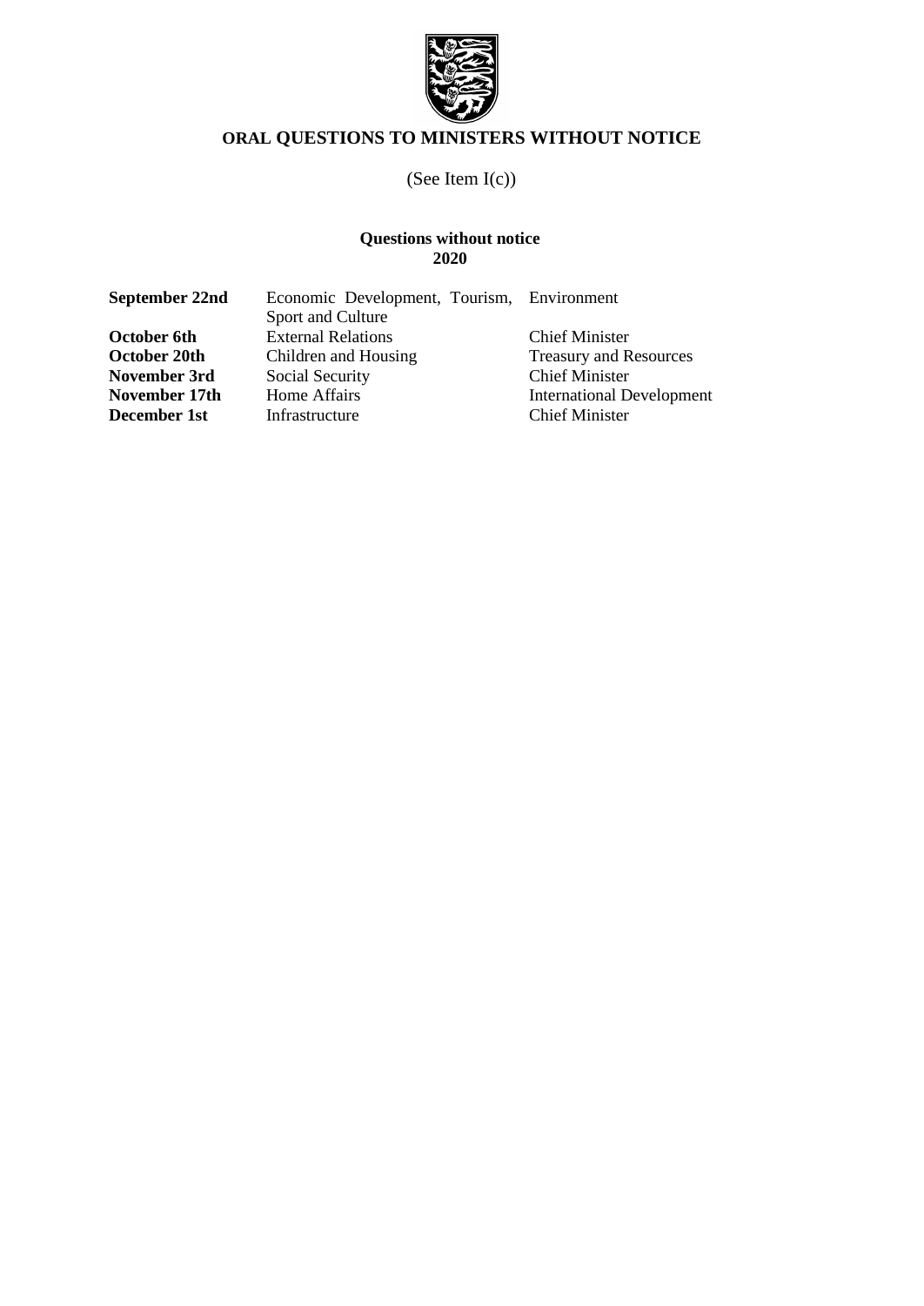## ORAL QUESTIONS TO MINISTERS WITHOUT NOTICE

(See Item I(c))

**Questions without notice**
**2020**

| | | |
|---|---|---|
| **September 22nd** | Economic Development, Tourism, Sport and Culture | Environment |
| **October 6th** | External Relations | Chief Minister |
| **October 20th** | Children and Housing | Treasury and Resources |
| **November 3rd** | Social Security | Chief Minister |
| **November 17th** | Home Affairs | International Development |
| **December 1st** | Infrastructure | Chief Minister |